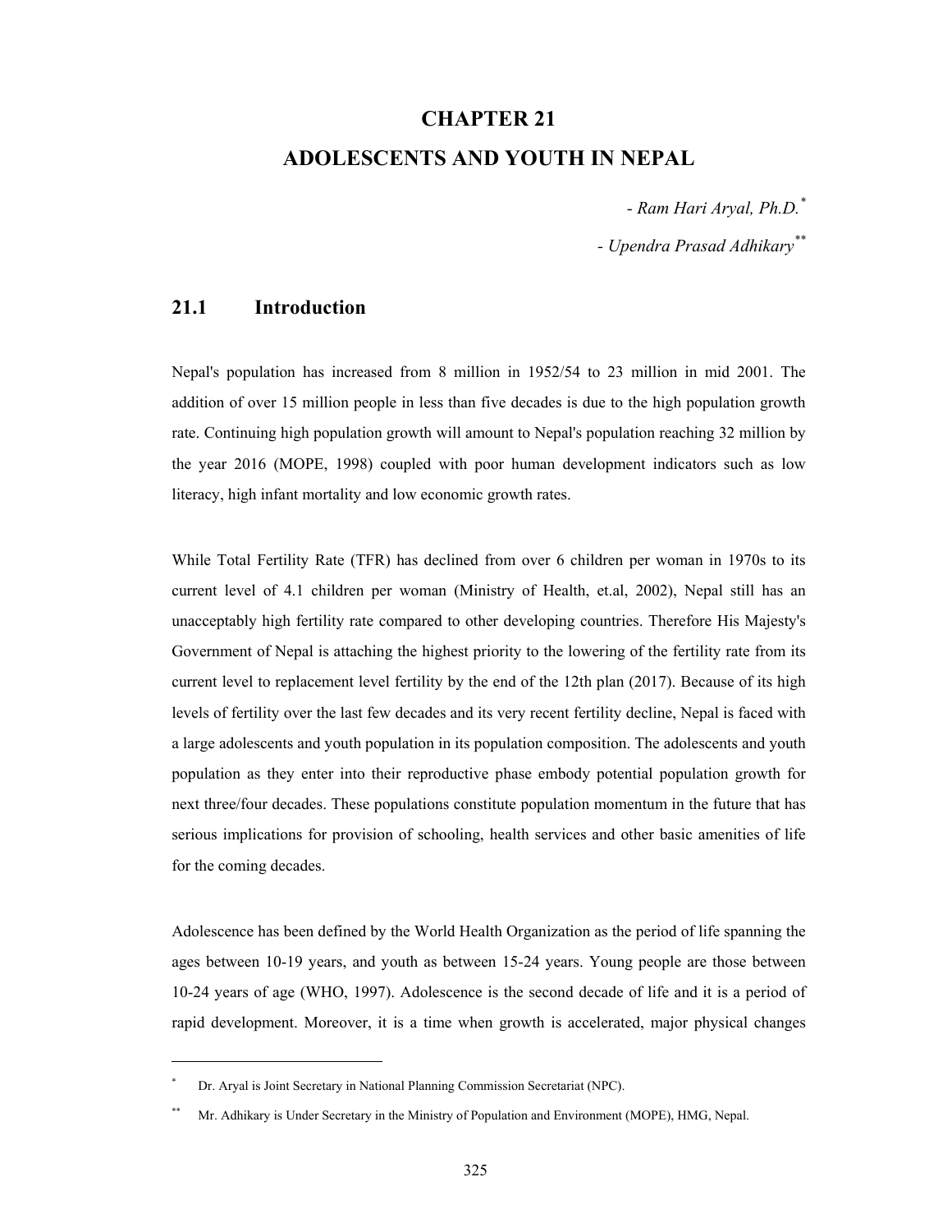# CHAPTER 21

# ADOLESCENTS AND YOUTH IN NEPAL

*- Ram Hari Aryal, Ph.D.*[*]

*- Upendra Prasad Adhikary*[**]

## 21.1 Introduction

Nepal's population has increased from 8 million in 1952/54 to 23 million in mid 2001. The addition of over 15 million people in less than five decades is due to the high population growth rate. Continuing high population growth will amount to Nepal's population reaching 32 million by the year 2016 (MOPE, 1998) coupled with poor human development indicators such as low literacy, high infant mortality and low economic growth rates.

While Total Fertility Rate (TFR) has declined from over 6 children per woman in 1970s to its current level of 4.1 children per woman (Ministry of Health, et.al, 2002), Nepal still has an unacceptably high fertility rate compared to other developing countries. Therefore His Majesty's Government of Nepal is attaching the highest priority to the lowering of the fertility rate from its current level to replacement level fertility by the end of the 12th plan (2017). Because of its high levels of fertility over the last few decades and its very recent fertility decline, Nepal is faced with a large adolescents and youth population in its population composition. The adolescents and youth population as they enter into their reproductive phase embody potential population growth for next three/four decades. These populations constitute population momentum in the future that has serious implications for provision of schooling, health services and other basic amenities of life for the coming decades.

Adolescence has been defined by the World Health Organization as the period of life spanning the ages between 10-19 years, and youth as between 15-24 years. Young people are those between 10-24 years of age (WHO, 1997). Adolescence is the second decade of life and it is a period of rapid development. Moreover, it is a time when growth is accelerated, major physical changes

---

[*] Dr. Aryal is Joint Secretary in National Planning Commission Secretariat (NPC).

[**] Mr. Adhikary is Under Secretary in the Ministry of Population and Environment (MOPE), HMG, Nepal.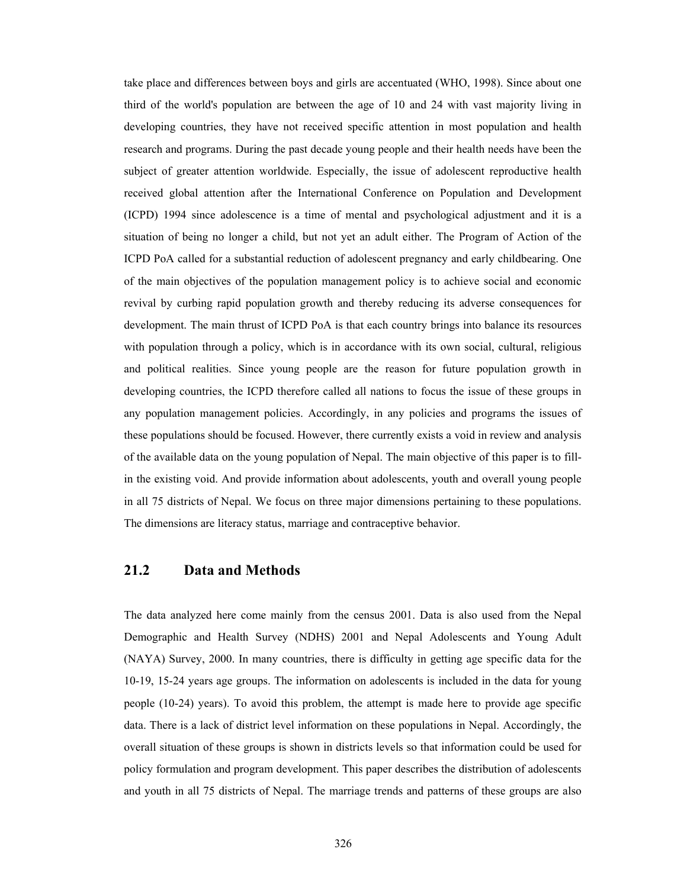take place and differences between boys and girls are accentuated (WHO, 1998). Since about one third of the world's population are between the age of 10 and 24 with vast majority living in developing countries, they have not received specific attention in most population and health research and programs. During the past decade young people and their health needs have been the subject of greater attention worldwide. Especially, the issue of adolescent reproductive health received global attention after the International Conference on Population and Development (ICPD) 1994 since adolescence is a time of mental and psychological adjustment and it is a situation of being no longer a child, but not yet an adult either. The Program of Action of the ICPD PoA called for a substantial reduction of adolescent pregnancy and early childbearing. One of the main objectives of the population management policy is to achieve social and economic revival by curbing rapid population growth and thereby reducing its adverse consequences for development. The main thrust of ICPD PoA is that each country brings into balance its resources with population through a policy, which is in accordance with its own social, cultural, religious and political realities. Since young people are the reason for future population growth in developing countries, the ICPD therefore called all nations to focus the issue of these groups in any population management policies. Accordingly, in any policies and programs the issues of these populations should be focused. However, there currently exists a void in review and analysis of the available data on the young population of Nepal. The main objective of this paper is to fill-in the existing void. And provide information about adolescents, youth and overall young people in all 75 districts of Nepal. We focus on three major dimensions pertaining to these populations. The dimensions are literacy status, marriage and contraceptive behavior.

## 21.2 Data and Methods

The data analyzed here come mainly from the census 2001. Data is also used from the Nepal Demographic and Health Survey (NDHS) 2001 and Nepal Adolescents and Young Adult (NAYA) Survey, 2000. In many countries, there is difficulty in getting age specific data for the 10-19, 15-24 years age groups. The information on adolescents is included in the data for young people (10-24) years). To avoid this problem, the attempt is made here to provide age specific data. There is a lack of district level information on these populations in Nepal. Accordingly, the overall situation of these groups is shown in districts levels so that information could be used for policy formulation and program development. This paper describes the distribution of adolescents and youth in all 75 districts of Nepal. The marriage trends and patterns of these groups are also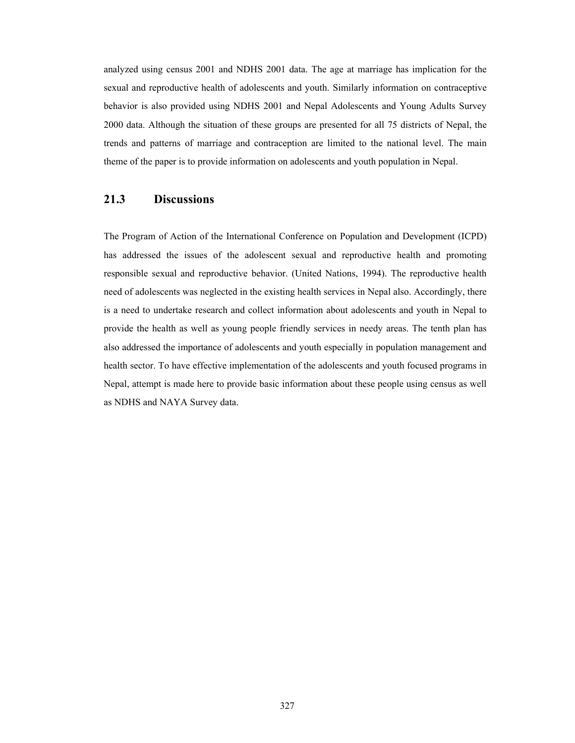analyzed using census 2001 and NDHS 2001 data. The age at marriage has implication for the sexual and reproductive health of adolescents and youth. Similarly information on contraceptive behavior is also provided using NDHS 2001 and Nepal Adolescents and Young Adults Survey 2000 data. Although the situation of these groups are presented for all 75 districts of Nepal, the trends and patterns of marriage and contraception are limited to the national level. The main theme of the paper is to provide information on adolescents and youth population in Nepal.

## 21.3 Discussions

The Program of Action of the International Conference on Population and Development (ICPD) has addressed the issues of the adolescent sexual and reproductive health and promoting responsible sexual and reproductive behavior. (United Nations, 1994). The reproductive health need of adolescents was neglected in the existing health services in Nepal also. Accordingly, there is a need to undertake research and collect information about adolescents and youth in Nepal to provide the health as well as young people friendly services in needy areas. The tenth plan has also addressed the importance of adolescents and youth especially in population management and health sector. To have effective implementation of the adolescents and youth focused programs in Nepal, attempt is made here to provide basic information about these people using census as well as NDHS and NAYA Survey data.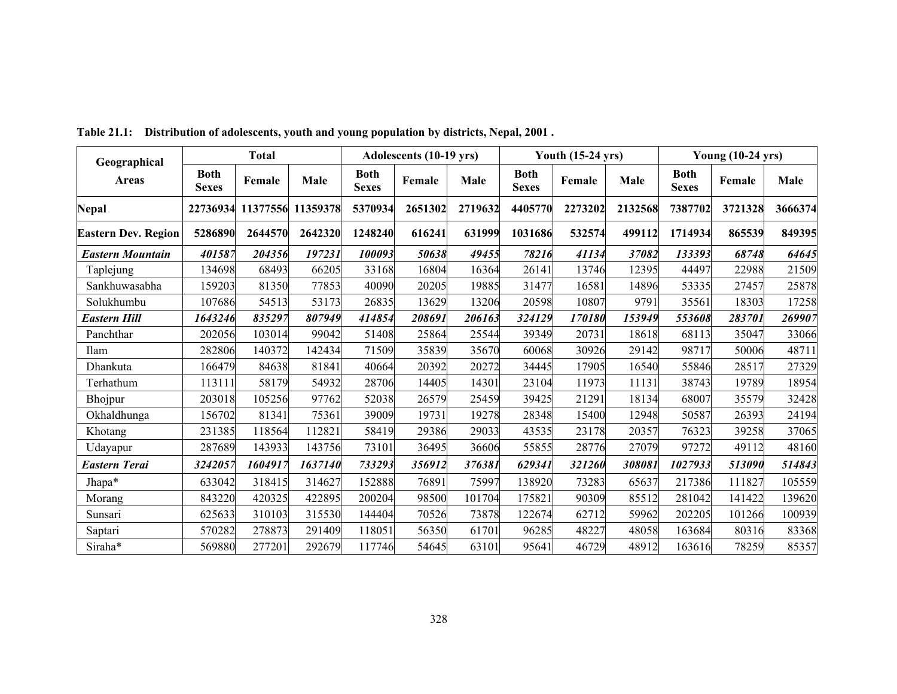**Table 21.1: Distribution of adolescents, youth and young population by districts, Nepal, 2001 .**

| Geographical Areas | Total | | | Adolescents (10-19 yrs) | | | Youth (15-24 yrs) | | | Young (10-24 yrs) | | |
|---|---|---|---|---|---|---|---|---|---|---|---|---|
| | Both Sexes | Female | Male | Both Sexes | Female | Male | Both Sexes | Female | Male | Both Sexes | Female | Male |
| **Nepal** | **22736934** | **11377556** | **11359378** | **5370934** | **2651302** | **2719632** | **4405770** | **2273202** | **2132568** | **7387702** | **3721328** | **3666374** |
| **Eastern Dev. Region** | **5286890** | **2644570** | **2642320** | **1248240** | **616241** | **631999** | **1031686** | **532574** | **499112** | **1714934** | **865539** | **849395** |
| ***Eastern Mountain*** | ***401587*** | ***204356*** | ***197231*** | ***100093*** | ***50638*** | ***49455*** | ***78216*** | ***41134*** | ***37082*** | ***133393*** | ***68748*** | ***64645*** |
| Taplejung | 134698 | 68493 | 66205 | 33168 | 16804 | 16364 | 26141 | 13746 | 12395 | 44497 | 22988 | 21509 |
| Sankhuwasabha | 159203 | 81350 | 77853 | 40090 | 20205 | 19885 | 31477 | 16581 | 14896 | 53335 | 27457 | 25878 |
| Solukhumbu | 107686 | 54513 | 53173 | 26835 | 13629 | 13206 | 20598 | 10807 | 9791 | 35561 | 18303 | 17258 |
| ***Eastern Hill*** | ***1643246*** | ***835297*** | ***807949*** | ***414854*** | ***208691*** | ***206163*** | ***324129*** | ***170180*** | ***153949*** | ***553608*** | ***283701*** | ***269907*** |
| Panchthar | 202056 | 103014 | 99042 | 51408 | 25864 | 25544 | 39349 | 20731 | 18618 | 68113 | 35047 | 33066 |
| Ilam | 282806 | 140372 | 142434 | 71509 | 35839 | 35670 | 60068 | 30926 | 29142 | 98717 | 50006 | 48711 |
| Dhankuta | 166479 | 84638 | 81841 | 40664 | 20392 | 20272 | 34445 | 17905 | 16540 | 55846 | 28517 | 27329 |
| Terhathum | 113111 | 58179 | 54932 | 28706 | 14405 | 14301 | 23104 | 11973 | 11131 | 38743 | 19789 | 18954 |
| Bhojpur | 203018 | 105256 | 97762 | 52038 | 26579 | 25459 | 39425 | 21291 | 18134 | 68007 | 35579 | 32428 |
| Okhaldhunga | 156702 | 81341 | 75361 | 39009 | 19731 | 19278 | 28348 | 15400 | 12948 | 50587 | 26393 | 24194 |
| Khotang | 231385 | 118564 | 112821 | 58419 | 29386 | 29033 | 43535 | 23178 | 20357 | 76323 | 39258 | 37065 |
| Udayapur | 287689 | 143933 | 143756 | 73101 | 36495 | 36606 | 55855 | 28776 | 27079 | 97272 | 49112 | 48160 |
| ***Eastern Terai*** | ***3242057*** | ***1604917*** | ***1637140*** | ***733293*** | ***356912*** | ***376381*** | ***629341*** | ***321260*** | ***308081*** | ***1027933*** | ***513090*** | ***514843*** |
| Jhapa* | 633042 | 318415 | 314627 | 152888 | 76891 | 75997 | 138920 | 73283 | 65637 | 217386 | 111827 | 105559 |
| Morang | 843220 | 420325 | 422895 | 200204 | 98500 | 101704 | 175821 | 90309 | 85512 | 281042 | 141422 | 139620 |
| Sunsari | 625633 | 310103 | 315530 | 144404 | 70526 | 73878 | 122674 | 62712 | 59962 | 202205 | 101266 | 100939 |
| Saptari | 570282 | 278873 | 291409 | 118051 | 56350 | 61701 | 96285 | 48227 | 48058 | 163684 | 80316 | 83368 |
| Siraha* | 569880 | 277201 | 292679 | 117746 | 54645 | 63101 | 95641 | 46729 | 48912 | 163616 | 78259 | 85357 |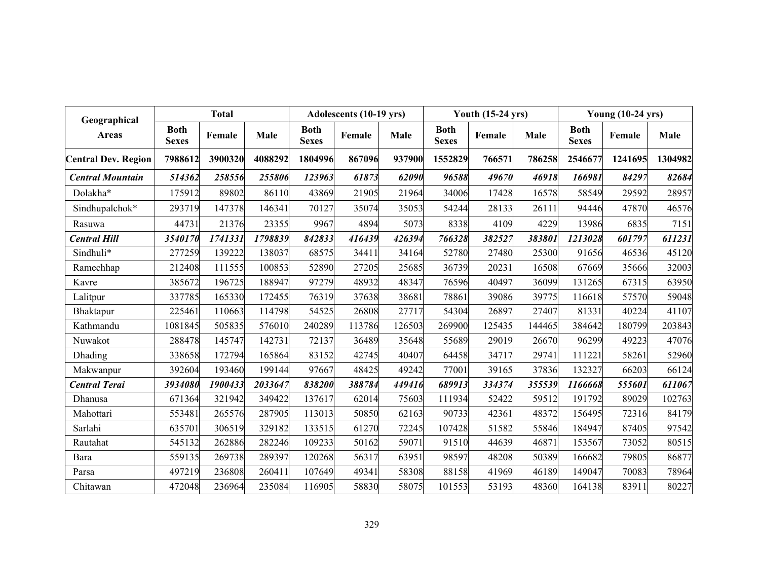| Geographical Areas | Total | | | Adolescents (10-19 yrs) | | | Youth (15-24 yrs) | | | Young (10-24 yrs) | | |
|---|---|---|---|---|---|---|---|---|---|---|---|---|
| | Both Sexes | Female | Male | Both Sexes | Female | Male | Both Sexes | Female | Male | Both Sexes | Female | Male |
| **Central Dev. Region** | **7988612** | **3900320** | **4088292** | **1804996** | **867096** | **937900** | **1552829** | **766571** | **786258** | **2546677** | **1241695** | **1304982** |
| ***Central Mountain*** | ***514362*** | ***258556*** | ***255806*** | ***123963*** | ***61873*** | ***62090*** | ***96588*** | ***49670*** | ***46918*** | ***166981*** | ***84297*** | ***82684*** |
| Dolakha* | 175912 | 89802 | 86110 | 43869 | 21905 | 21964 | 34006 | 17428 | 16578 | 58549 | 29592 | 28957 |
| Sindhupalchok* | 293719 | 147378 | 146341 | 70127 | 35074 | 35053 | 54244 | 28133 | 26111 | 94446 | 47870 | 46576 |
| Rasuwa | 44731 | 21376 | 23355 | 9967 | 4894 | 5073 | 8338 | 4109 | 4229 | 13986 | 6835 | 7151 |
| ***Central Hill*** | ***3540170*** | ***1741331*** | ***1798839*** | ***842833*** | ***416439*** | ***426394*** | ***766328*** | ***382527*** | ***383801*** | ***1213028*** | ***601797*** | ***611231*** |
| Sindhuli* | 277259 | 139222 | 138037 | 68575 | 34411 | 34164 | 52780 | 27480 | 25300 | 91656 | 46536 | 45120 |
| Ramechhap | 212408 | 111555 | 100853 | 52890 | 27205 | 25685 | 36739 | 20231 | 16508 | 67669 | 35666 | 32003 |
| Kavre | 385672 | 196725 | 188947 | 97279 | 48932 | 48347 | 76596 | 40497 | 36099 | 131265 | 67315 | 63950 |
| Lalitpur | 337785 | 165330 | 172455 | 76319 | 37638 | 38681 | 78861 | 39086 | 39775 | 116618 | 57570 | 59048 |
| Bhaktapur | 225461 | 110663 | 114798 | 54525 | 26808 | 27717 | 54304 | 26897 | 27407 | 81331 | 40224 | 41107 |
| Kathmandu | 1081845 | 505835 | 576010 | 240289 | 113786 | 126503 | 269900 | 125435 | 144465 | 384642 | 180799 | 203843 |
| Nuwakot | 288478 | 145747 | 142731 | 72137 | 36489 | 35648 | 55689 | 29019 | 26670 | 96299 | 49223 | 47076 |
| Dhading | 338658 | 172794 | 165864 | 83152 | 42745 | 40407 | 64458 | 34717 | 29741 | 111221 | 58261 | 52960 |
| Makwanpur | 392604 | 193460 | 199144 | 97667 | 48425 | 49242 | 77001 | 39165 | 37836 | 132327 | 66203 | 66124 |
| ***Central Terai*** | ***3934080*** | ***1900433*** | ***2033647*** | ***838200*** | ***388784*** | ***449416*** | ***689913*** | ***334374*** | ***355539*** | ***1166668*** | ***555601*** | ***611067*** |
| Dhanusa | 671364 | 321942 | 349422 | 137617 | 62014 | 75603 | 111934 | 52422 | 59512 | 191792 | 89029 | 102763 |
| Mahottari | 553481 | 265576 | 287905 | 113013 | 50850 | 62163 | 90733 | 42361 | 48372 | 156495 | 72316 | 84179 |
| Sarlahi | 635701 | 306519 | 329182 | 133515 | 61270 | 72245 | 107428 | 51582 | 55846 | 184947 | 87405 | 97542 |
| Rautahat | 545132 | 262886 | 282246 | 109233 | 50162 | 59071 | 91510 | 44639 | 46871 | 153567 | 73052 | 80515 |
| Bara | 559135 | 269738 | 289397 | 120268 | 56317 | 63951 | 98597 | 48208 | 50389 | 166682 | 79805 | 86877 |
| Parsa | 497219 | 236808 | 260411 | 107649 | 49341 | 58308 | 88158 | 41969 | 46189 | 149047 | 70083 | 78964 |
| Chitawan | 472048 | 236964 | 235084 | 116905 | 58830 | 58075 | 101553 | 53193 | 48360 | 164138 | 83911 | 80227 |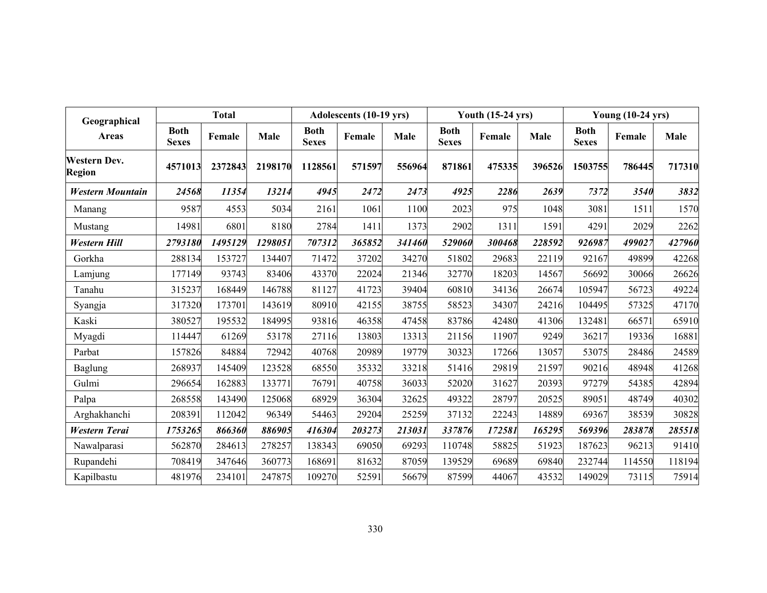| Geographical Areas | Total | | | Adolescents (10-19 yrs) | | | Youth (15-24 yrs) | | | Young (10-24 yrs) | | |
|---|---|---|---|---|---|---|---|---|---|---|---|---|
| | Both Sexes | Female | Male | Both Sexes | Female | Male | Both Sexes | Female | Male | Both Sexes | Female | Male |
| **Western Dev. Region** | **4571013** | **2372843** | **2198170** | **1128561** | **571597** | **556964** | **871861** | **475335** | **396526** | **1503755** | **786445** | **717310** |
| ***Western Mountain*** | ***24568*** | ***11354*** | ***13214*** | ***4945*** | ***2472*** | ***2473*** | ***4925*** | ***2286*** | ***2639*** | ***7372*** | ***3540*** | ***3832*** |
| Manang | 9587 | 4553 | 5034 | 2161 | 1061 | 1100 | 2023 | 975 | 1048 | 3081 | 1511 | 1570 |
| Mustang | 14981 | 6801 | 8180 | 2784 | 1411 | 1373 | 2902 | 1311 | 1591 | 4291 | 2029 | 2262 |
| ***Western Hill*** | ***2793180*** | ***1495129*** | ***1298051*** | ***707312*** | ***365852*** | ***341460*** | ***529060*** | ***300468*** | ***228592*** | ***926987*** | ***499027*** | ***427960*** |
| Gorkha | 288134 | 153727 | 134407 | 71472 | 37202 | 34270 | 51802 | 29683 | 22119 | 92167 | 49899 | 42268 |
| Lamjung | 177149 | 93743 | 83406 | 43370 | 22024 | 21346 | 32770 | 18203 | 14567 | 56692 | 30066 | 26626 |
| Tanahu | 315237 | 168449 | 146788 | 81127 | 41723 | 39404 | 60810 | 34136 | 26674 | 105947 | 56723 | 49224 |
| Syangja | 317320 | 173701 | 143619 | 80910 | 42155 | 38755 | 58523 | 34307 | 24216 | 104495 | 57325 | 47170 |
| Kaski | 380527 | 195532 | 184995 | 93816 | 46358 | 47458 | 83786 | 42480 | 41306 | 132481 | 66571 | 65910 |
| Myagdi | 114447 | 61269 | 53178 | 27116 | 13803 | 13313 | 21156 | 11907 | 9249 | 36217 | 19336 | 16881 |
| Parbat | 157826 | 84884 | 72942 | 40768 | 20989 | 19779 | 30323 | 17266 | 13057 | 53075 | 28486 | 24589 |
| Baglung | 268937 | 145409 | 123528 | 68550 | 35332 | 33218 | 51416 | 29819 | 21597 | 90216 | 48948 | 41268 |
| Gulmi | 296654 | 162883 | 133771 | 76791 | 40758 | 36033 | 52020 | 31627 | 20393 | 97279 | 54385 | 42894 |
| Palpa | 268558 | 143490 | 125068 | 68929 | 36304 | 32625 | 49322 | 28797 | 20525 | 89051 | 48749 | 40302 |
| Arghakhanchi | 208391 | 112042 | 96349 | 54463 | 29204 | 25259 | 37132 | 22243 | 14889 | 69367 | 38539 | 30828 |
| ***Western Terai*** | ***1753265*** | ***866360*** | ***886905*** | ***416304*** | ***203273*** | ***213031*** | ***337876*** | ***172581*** | ***165295*** | ***569396*** | ***283878*** | ***285518*** |
| Nawalparasi | 562870 | 284613 | 278257 | 138343 | 69050 | 69293 | 110748 | 58825 | 51923 | 187623 | 96213 | 91410 |
| Rupandehi | 708419 | 347646 | 360773 | 168691 | 81632 | 87059 | 139529 | 69689 | 69840 | 232744 | 114550 | 118194 |
| Kapilbastu | 481976 | 234101 | 247875 | 109270 | 52591 | 56679 | 87599 | 44067 | 43532 | 149029 | 73115 | 75914 |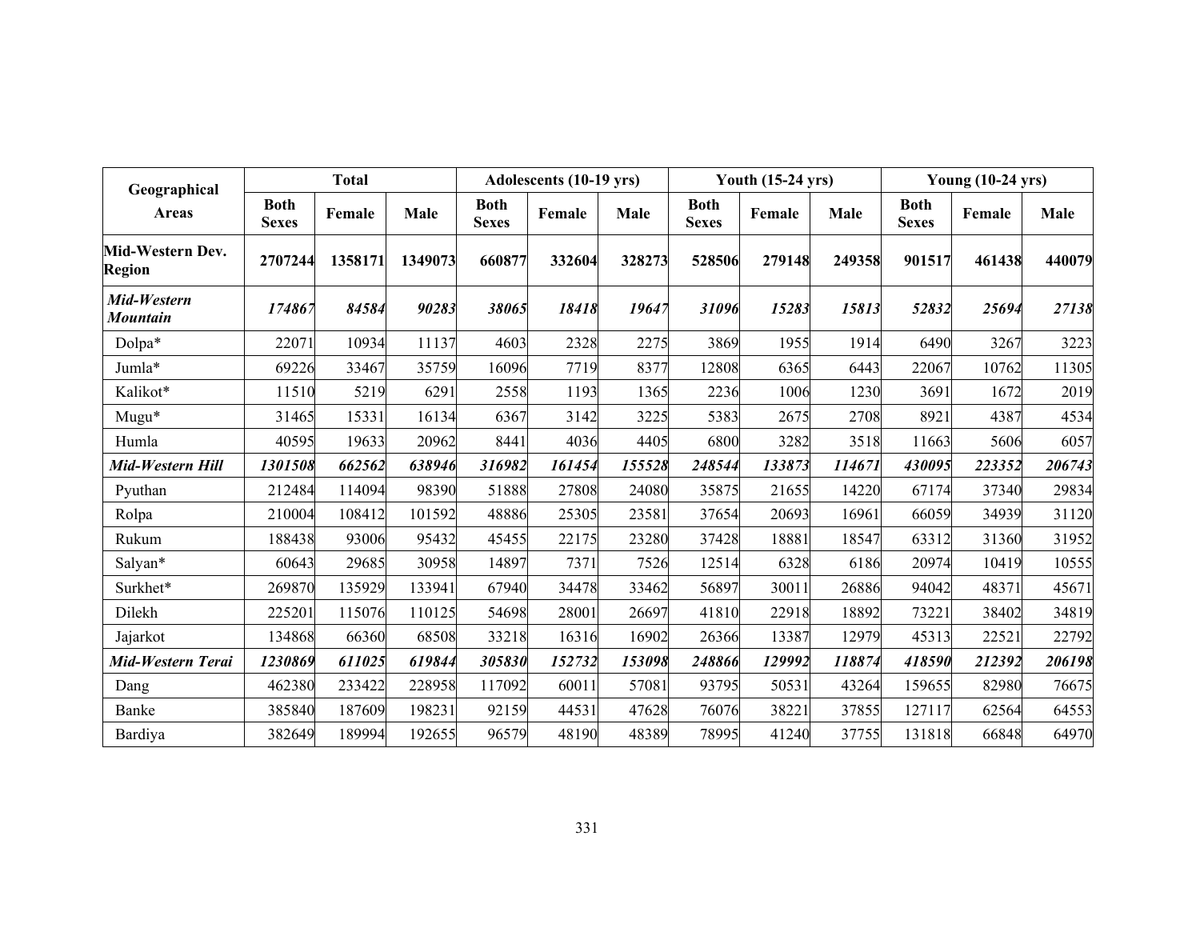| Geographical Areas | Total | | | Adolescents (10-19 yrs) | | | Youth (15-24 yrs) | | | Young (10-24 yrs) | | |
|---|---|---|---|---|---|---|---|---|---|---|---|---|
| | Both Sexes | Female | Male | Both Sexes | Female | Male | Both Sexes | Female | Male | Both Sexes | Female | Male |
| **Mid-Western Dev. Region** | **2707244** | **1358171** | **1349073** | **660877** | **332604** | **328273** | **528506** | **279148** | **249358** | **901517** | **461438** | **440079** |
| ***Mid-Western Mountain*** | ***174867*** | ***84584*** | ***90283*** | ***38065*** | ***18418*** | ***19647*** | ***31096*** | ***15283*** | ***15813*** | ***52832*** | ***25694*** | ***27138*** |
| Dolpa* | 22071 | 10934 | 11137 | 4603 | 2328 | 2275 | 3869 | 1955 | 1914 | 6490 | 3267 | 3223 |
| Jumla* | 69226 | 33467 | 35759 | 16096 | 7719 | 8377 | 12808 | 6365 | 6443 | 22067 | 10762 | 11305 |
| Kalikot* | 11510 | 5219 | 6291 | 2558 | 1193 | 1365 | 2236 | 1006 | 1230 | 3691 | 1672 | 2019 |
| Mugu* | 31465 | 15331 | 16134 | 6367 | 3142 | 3225 | 5383 | 2675 | 2708 | 8921 | 4387 | 4534 |
| Humla | 40595 | 19633 | 20962 | 8441 | 4036 | 4405 | 6800 | 3282 | 3518 | 11663 | 5606 | 6057 |
| ***Mid-Western Hill*** | ***1301508*** | ***662562*** | ***638946*** | ***316982*** | ***161454*** | ***155528*** | ***248544*** | ***133873*** | ***114671*** | ***430095*** | ***223352*** | ***206743*** |
| Pyuthan | 212484 | 114094 | 98390 | 51888 | 27808 | 24080 | 35875 | 21655 | 14220 | 67174 | 37340 | 29834 |
| Rolpa | 210004 | 108412 | 101592 | 48886 | 25305 | 23581 | 37654 | 20693 | 16961 | 66059 | 34939 | 31120 |
| Rukum | 188438 | 93006 | 95432 | 45455 | 22175 | 23280 | 37428 | 18881 | 18547 | 63312 | 31360 | 31952 |
| Salyan* | 60643 | 29685 | 30958 | 14897 | 7371 | 7526 | 12514 | 6328 | 6186 | 20974 | 10419 | 10555 |
| Surkhet* | 269870 | 135929 | 133941 | 67940 | 34478 | 33462 | 56897 | 30011 | 26886 | 94042 | 48371 | 45671 |
| Dilekh | 225201 | 115076 | 110125 | 54698 | 28001 | 26697 | 41810 | 22918 | 18892 | 73221 | 38402 | 34819 |
| Jajarkot | 134868 | 66360 | 68508 | 33218 | 16316 | 16902 | 26366 | 13387 | 12979 | 45313 | 22521 | 22792 |
| ***Mid-Western Terai*** | ***1230869*** | ***611025*** | ***619844*** | ***305830*** | ***152732*** | ***153098*** | ***248866*** | ***129992*** | ***118874*** | ***418590*** | ***212392*** | ***206198*** |
| Dang | 462380 | 233422 | 228958 | 117092 | 60011 | 57081 | 93795 | 50531 | 43264 | 159655 | 82980 | 76675 |
| Banke | 385840 | 187609 | 198231 | 92159 | 44531 | 47628 | 76076 | 38221 | 37855 | 127117 | 62564 | 64553 |
| Bardiya | 382649 | 189994 | 192655 | 96579 | 48190 | 48389 | 78995 | 41240 | 37755 | 131818 | 66848 | 64970 |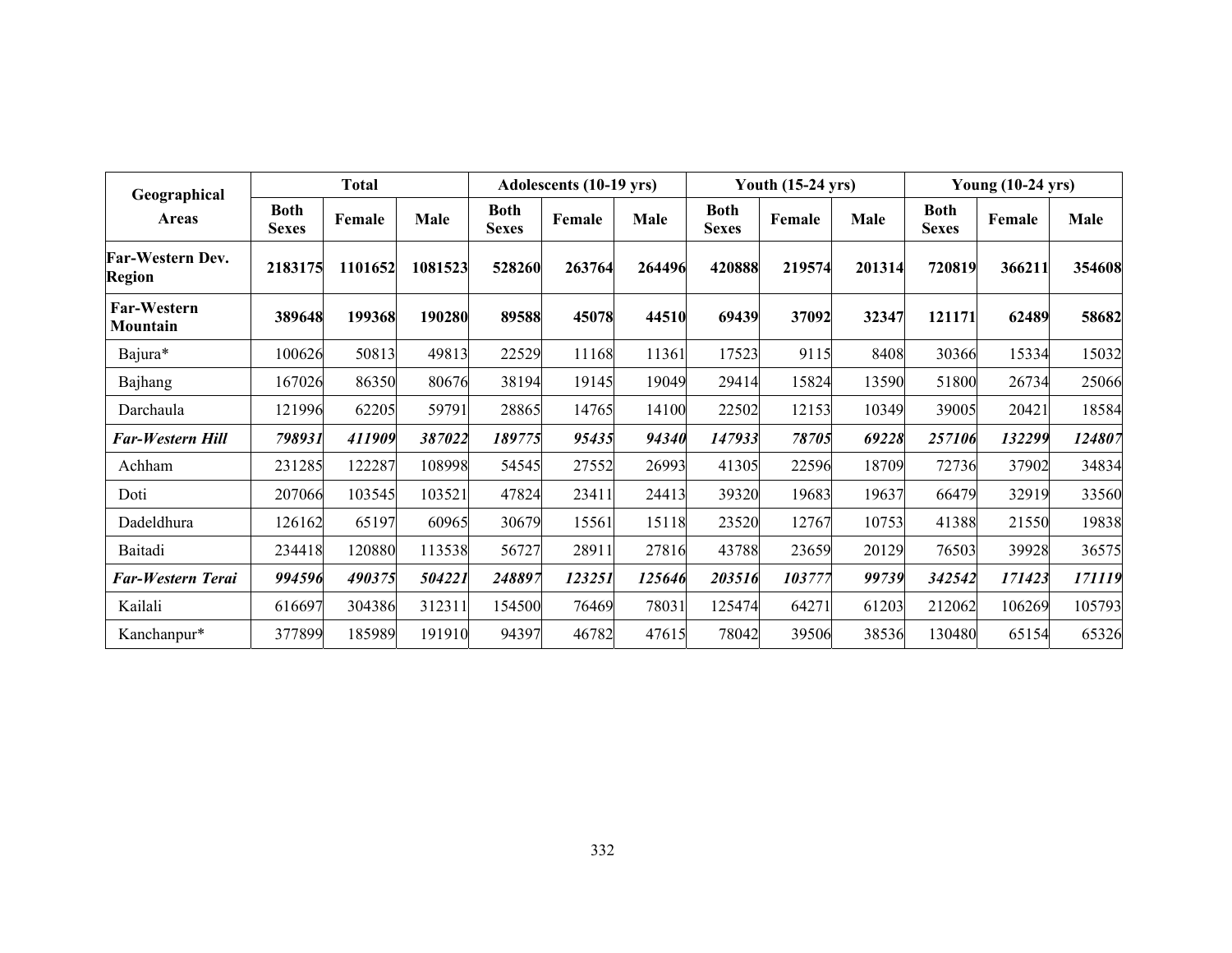| Geographical Areas | Total | | | Adolescents (10-19 yrs) | | | Youth (15-24 yrs) | | | Young (10-24 yrs) | | |
|---|---|---|---|---|---|---|---|---|---|---|---|---|
| | Both Sexes | Female | Male | Both Sexes | Female | Male | Both Sexes | Female | Male | Both Sexes | Female | Male |
| **Far-Western Dev. Region** | **2183175** | **1101652** | **1081523** | **528260** | **263764** | **264496** | **420888** | **219574** | **201314** | **720819** | **366211** | **354608** |
| **Far-Western Mountain** | **389648** | **199368** | **190280** | **89588** | **45078** | **44510** | **69439** | **37092** | **32347** | **121171** | **62489** | **58682** |
| Bajura* | 100626 | 50813 | 49813 | 22529 | 11168 | 11361 | 17523 | 9115 | 8408 | 30366 | 15334 | 15032 |
| Bajhang | 167026 | 86350 | 80676 | 38194 | 19145 | 19049 | 29414 | 15824 | 13590 | 51800 | 26734 | 25066 |
| Darchaula | 121996 | 62205 | 59791 | 28865 | 14765 | 14100 | 22502 | 12153 | 10349 | 39005 | 20421 | 18584 |
| ***Far-Western Hill*** | ***798931*** | ***411909*** | ***387022*** | ***189775*** | ***95435*** | ***94340*** | ***147933*** | ***78705*** | ***69228*** | ***257106*** | ***132299*** | ***124807*** |
| Achham | 231285 | 122287 | 108998 | 54545 | 27552 | 26993 | 41305 | 22596 | 18709 | 72736 | 37902 | 34834 |
| Doti | 207066 | 103545 | 103521 | 47824 | 23411 | 24413 | 39320 | 19683 | 19637 | 66479 | 32919 | 33560 |
| Dadeldhura | 126162 | 65197 | 60965 | 30679 | 15561 | 15118 | 23520 | 12767 | 10753 | 41388 | 21550 | 19838 |
| Baitadi | 234418 | 120880 | 113538 | 56727 | 28911 | 27816 | 43788 | 23659 | 20129 | 76503 | 39928 | 36575 |
| ***Far-Western Terai*** | ***994596*** | ***490375*** | ***504221*** | ***248897*** | ***123251*** | ***125646*** | ***203516*** | ***103777*** | ***99739*** | ***342542*** | ***171423*** | ***171119*** |
| Kailali | 616697 | 304386 | 312311 | 154500 | 76469 | 78031 | 125474 | 64271 | 61203 | 212062 | 106269 | 105793 |
| Kanchanpur* | 377899 | 185989 | 191910 | 94397 | 46782 | 47615 | 78042 | 39506 | 38536 | 130480 | 65154 | 65326 |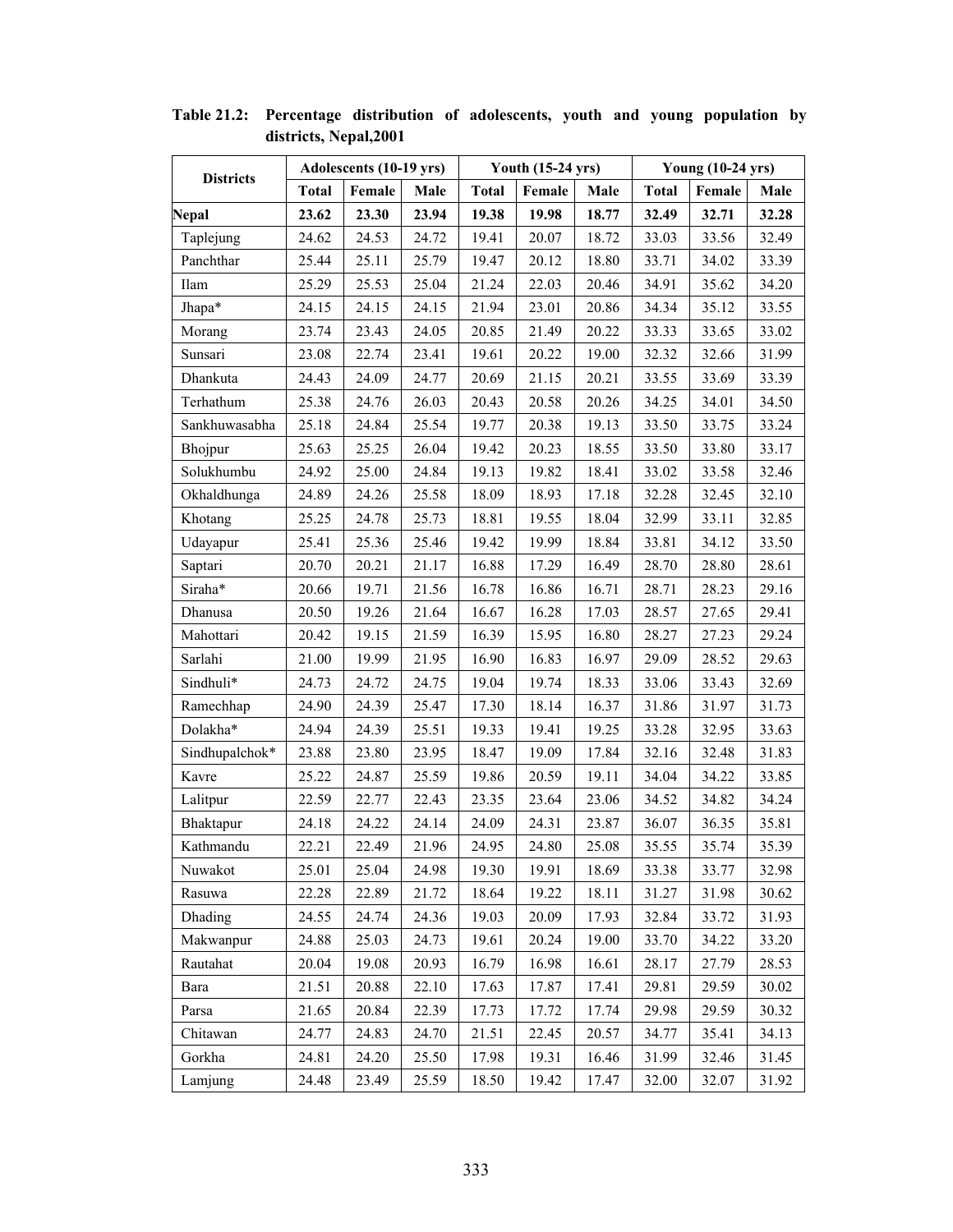**Table 21.2: Percentage distribution of adolescents, youth and young population by districts, Nepal,2001**

| Districts | Adolescents (10-19 yrs) | | | Youth (15-24 yrs) | | | Young (10-24 yrs) | | |
|---|---|---|---|---|---|---|---|---|---|
| | Total | Female | Male | Total | Female | Male | Total | Female | Male |
| **Nepal** | **23.62** | **23.30** | **23.94** | **19.38** | **19.98** | **18.77** | **32.49** | **32.71** | **32.28** |
| Taplejung | 24.62 | 24.53 | 24.72 | 19.41 | 20.07 | 18.72 | 33.03 | 33.56 | 32.49 |
| Panchthar | 25.44 | 25.11 | 25.79 | 19.47 | 20.12 | 18.80 | 33.71 | 34.02 | 33.39 |
| Ilam | 25.29 | 25.53 | 25.04 | 21.24 | 22.03 | 20.46 | 34.91 | 35.62 | 34.20 |
| Jhapa* | 24.15 | 24.15 | 24.15 | 21.94 | 23.01 | 20.86 | 34.34 | 35.12 | 33.55 |
| Morang | 23.74 | 23.43 | 24.05 | 20.85 | 21.49 | 20.22 | 33.33 | 33.65 | 33.02 |
| Sunsari | 23.08 | 22.74 | 23.41 | 19.61 | 20.22 | 19.00 | 32.32 | 32.66 | 31.99 |
| Dhankuta | 24.43 | 24.09 | 24.77 | 20.69 | 21.15 | 20.21 | 33.55 | 33.69 | 33.39 |
| Terhathum | 25.38 | 24.76 | 26.03 | 20.43 | 20.58 | 20.26 | 34.25 | 34.01 | 34.50 |
| Sankhuwasabha | 25.18 | 24.84 | 25.54 | 19.77 | 20.38 | 19.13 | 33.50 | 33.75 | 33.24 |
| Bhojpur | 25.63 | 25.25 | 26.04 | 19.42 | 20.23 | 18.55 | 33.50 | 33.80 | 33.17 |
| Solukhumbu | 24.92 | 25.00 | 24.84 | 19.13 | 19.82 | 18.41 | 33.02 | 33.58 | 32.46 |
| Okhaldhunga | 24.89 | 24.26 | 25.58 | 18.09 | 18.93 | 17.18 | 32.28 | 32.45 | 32.10 |
| Khotang | 25.25 | 24.78 | 25.73 | 18.81 | 19.55 | 18.04 | 32.99 | 33.11 | 32.85 |
| Udayapur | 25.41 | 25.36 | 25.46 | 19.42 | 19.99 | 18.84 | 33.81 | 34.12 | 33.50 |
| Saptari | 20.70 | 20.21 | 21.17 | 16.88 | 17.29 | 16.49 | 28.70 | 28.80 | 28.61 |
| Siraha* | 20.66 | 19.71 | 21.56 | 16.78 | 16.86 | 16.71 | 28.71 | 28.23 | 29.16 |
| Dhanusa | 20.50 | 19.26 | 21.64 | 16.67 | 16.28 | 17.03 | 28.57 | 27.65 | 29.41 |
| Mahottari | 20.42 | 19.15 | 21.59 | 16.39 | 15.95 | 16.80 | 28.27 | 27.23 | 29.24 |
| Sarlahi | 21.00 | 19.99 | 21.95 | 16.90 | 16.83 | 16.97 | 29.09 | 28.52 | 29.63 |
| Sindhuli* | 24.73 | 24.72 | 24.75 | 19.04 | 19.74 | 18.33 | 33.06 | 33.43 | 32.69 |
| Ramechhap | 24.90 | 24.39 | 25.47 | 17.30 | 18.14 | 16.37 | 31.86 | 31.97 | 31.73 |
| Dolakha* | 24.94 | 24.39 | 25.51 | 19.33 | 19.41 | 19.25 | 33.28 | 32.95 | 33.63 |
| Sindhupalchok* | 23.88 | 23.80 | 23.95 | 18.47 | 19.09 | 17.84 | 32.16 | 32.48 | 31.83 |
| Kavre | 25.22 | 24.87 | 25.59 | 19.86 | 20.59 | 19.11 | 34.04 | 34.22 | 33.85 |
| Lalitpur | 22.59 | 22.77 | 22.43 | 23.35 | 23.64 | 23.06 | 34.52 | 34.82 | 34.24 |
| Bhaktapur | 24.18 | 24.22 | 24.14 | 24.09 | 24.31 | 23.87 | 36.07 | 36.35 | 35.81 |
| Kathmandu | 22.21 | 22.49 | 21.96 | 24.95 | 24.80 | 25.08 | 35.55 | 35.74 | 35.39 |
| Nuwakot | 25.01 | 25.04 | 24.98 | 19.30 | 19.91 | 18.69 | 33.38 | 33.77 | 32.98 |
| Rasuwa | 22.28 | 22.89 | 21.72 | 18.64 | 19.22 | 18.11 | 31.27 | 31.98 | 30.62 |
| Dhading | 24.55 | 24.74 | 24.36 | 19.03 | 20.09 | 17.93 | 32.84 | 33.72 | 31.93 |
| Makwanpur | 24.88 | 25.03 | 24.73 | 19.61 | 20.24 | 19.00 | 33.70 | 34.22 | 33.20 |
| Rautahat | 20.04 | 19.08 | 20.93 | 16.79 | 16.98 | 16.61 | 28.17 | 27.79 | 28.53 |
| Bara | 21.51 | 20.88 | 22.10 | 17.63 | 17.87 | 17.41 | 29.81 | 29.59 | 30.02 |
| Parsa | 21.65 | 20.84 | 22.39 | 17.73 | 17.72 | 17.74 | 29.98 | 29.59 | 30.32 |
| Chitawan | 24.77 | 24.83 | 24.70 | 21.51 | 22.45 | 20.57 | 34.77 | 35.41 | 34.13 |
| Gorkha | 24.81 | 24.20 | 25.50 | 17.98 | 19.31 | 16.46 | 31.99 | 32.46 | 31.45 |
| Lamjung | 24.48 | 23.49 | 25.59 | 18.50 | 19.42 | 17.47 | 32.00 | 32.07 | 31.92 |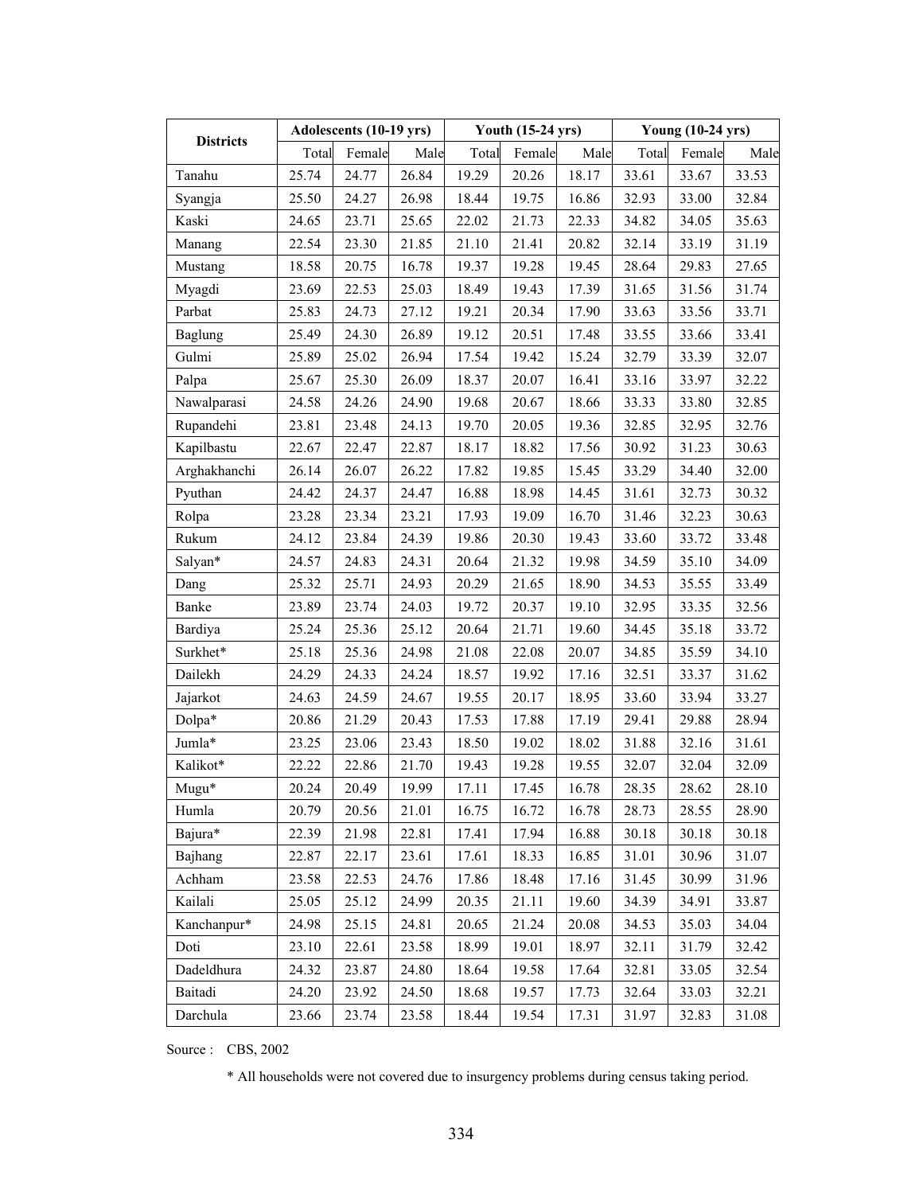| Districts | Adolescents (10-19 yrs) | | | Youth (15-24 yrs) | | | Young (10-24 yrs) | | |
|---|---|---|---|---|---|---|---|---|---|
| | Total | Female | Male | Total | Female | Male | Total | Female | Male |
| Tanahu | 25.74 | 24.77 | 26.84 | 19.29 | 20.26 | 18.17 | 33.61 | 33.67 | 33.53 |
| Syangja | 25.50 | 24.27 | 26.98 | 18.44 | 19.75 | 16.86 | 32.93 | 33.00 | 32.84 |
| Kaski | 24.65 | 23.71 | 25.65 | 22.02 | 21.73 | 22.33 | 34.82 | 34.05 | 35.63 |
| Manang | 22.54 | 23.30 | 21.85 | 21.10 | 21.41 | 20.82 | 32.14 | 33.19 | 31.19 |
| Mustang | 18.58 | 20.75 | 16.78 | 19.37 | 19.28 | 19.45 | 28.64 | 29.83 | 27.65 |
| Myagdi | 23.69 | 22.53 | 25.03 | 18.49 | 19.43 | 17.39 | 31.65 | 31.56 | 31.74 |
| Parbat | 25.83 | 24.73 | 27.12 | 19.21 | 20.34 | 17.90 | 33.63 | 33.56 | 33.71 |
| Baglung | 25.49 | 24.30 | 26.89 | 19.12 | 20.51 | 17.48 | 33.55 | 33.66 | 33.41 |
| Gulmi | 25.89 | 25.02 | 26.94 | 17.54 | 19.42 | 15.24 | 32.79 | 33.39 | 32.07 |
| Palpa | 25.67 | 25.30 | 26.09 | 18.37 | 20.07 | 16.41 | 33.16 | 33.97 | 32.22 |
| Nawalparasi | 24.58 | 24.26 | 24.90 | 19.68 | 20.67 | 18.66 | 33.33 | 33.80 | 32.85 |
| Rupandehi | 23.81 | 23.48 | 24.13 | 19.70 | 20.05 | 19.36 | 32.85 | 32.95 | 32.76 |
| Kapilbastu | 22.67 | 22.47 | 22.87 | 18.17 | 18.82 | 17.56 | 30.92 | 31.23 | 30.63 |
| Arghakhanchi | 26.14 | 26.07 | 26.22 | 17.82 | 19.85 | 15.45 | 33.29 | 34.40 | 32.00 |
| Pyuthan | 24.42 | 24.37 | 24.47 | 16.88 | 18.98 | 14.45 | 31.61 | 32.73 | 30.32 |
| Rolpa | 23.28 | 23.34 | 23.21 | 17.93 | 19.09 | 16.70 | 31.46 | 32.23 | 30.63 |
| Rukum | 24.12 | 23.84 | 24.39 | 19.86 | 20.30 | 19.43 | 33.60 | 33.72 | 33.48 |
| Salyan* | 24.57 | 24.83 | 24.31 | 20.64 | 21.32 | 19.98 | 34.59 | 35.10 | 34.09 |
| Dang | 25.32 | 25.71 | 24.93 | 20.29 | 21.65 | 18.90 | 34.53 | 35.55 | 33.49 |
| Banke | 23.89 | 23.74 | 24.03 | 19.72 | 20.37 | 19.10 | 32.95 | 33.35 | 32.56 |
| Bardiya | 25.24 | 25.36 | 25.12 | 20.64 | 21.71 | 19.60 | 34.45 | 35.18 | 33.72 |
| Surkhet* | 25.18 | 25.36 | 24.98 | 21.08 | 22.08 | 20.07 | 34.85 | 35.59 | 34.10 |
| Dailekh | 24.29 | 24.33 | 24.24 | 18.57 | 19.92 | 17.16 | 32.51 | 33.37 | 31.62 |
| Jajarkot | 24.63 | 24.59 | 24.67 | 19.55 | 20.17 | 18.95 | 33.60 | 33.94 | 33.27 |
| Dolpa* | 20.86 | 21.29 | 20.43 | 17.53 | 17.88 | 17.19 | 29.41 | 29.88 | 28.94 |
| Jumla* | 23.25 | 23.06 | 23.43 | 18.50 | 19.02 | 18.02 | 31.88 | 32.16 | 31.61 |
| Kalikot* | 22.22 | 22.86 | 21.70 | 19.43 | 19.28 | 19.55 | 32.07 | 32.04 | 32.09 |
| Mugu* | 20.24 | 20.49 | 19.99 | 17.11 | 17.45 | 16.78 | 28.35 | 28.62 | 28.10 |
| Humla | 20.79 | 20.56 | 21.01 | 16.75 | 16.72 | 16.78 | 28.73 | 28.55 | 28.90 |
| Bajura* | 22.39 | 21.98 | 22.81 | 17.41 | 17.94 | 16.88 | 30.18 | 30.18 | 30.18 |
| Bajhang | 22.87 | 22.17 | 23.61 | 17.61 | 18.33 | 16.85 | 31.01 | 30.96 | 31.07 |
| Achham | 23.58 | 22.53 | 24.76 | 17.86 | 18.48 | 17.16 | 31.45 | 30.99 | 31.96 |
| Kailali | 25.05 | 25.12 | 24.99 | 20.35 | 21.11 | 19.60 | 34.39 | 34.91 | 33.87 |
| Kanchanpur* | 24.98 | 25.15 | 24.81 | 20.65 | 21.24 | 20.08 | 34.53 | 35.03 | 34.04 |
| Doti | 23.10 | 22.61 | 23.58 | 18.99 | 19.01 | 18.97 | 32.11 | 31.79 | 32.42 |
| Dadeldhura | 24.32 | 23.87 | 24.80 | 18.64 | 19.58 | 17.64 | 32.81 | 33.05 | 32.54 |
| Baitadi | 24.20 | 23.92 | 24.50 | 18.68 | 19.57 | 17.73 | 32.64 | 33.03 | 32.21 |
| Darchula | 23.66 | 23.74 | 23.58 | 18.44 | 19.54 | 17.31 | 31.97 | 32.83 | 31.08 |

Source : CBS, 2002

\* All households were not covered due to insurgency problems during census taking period.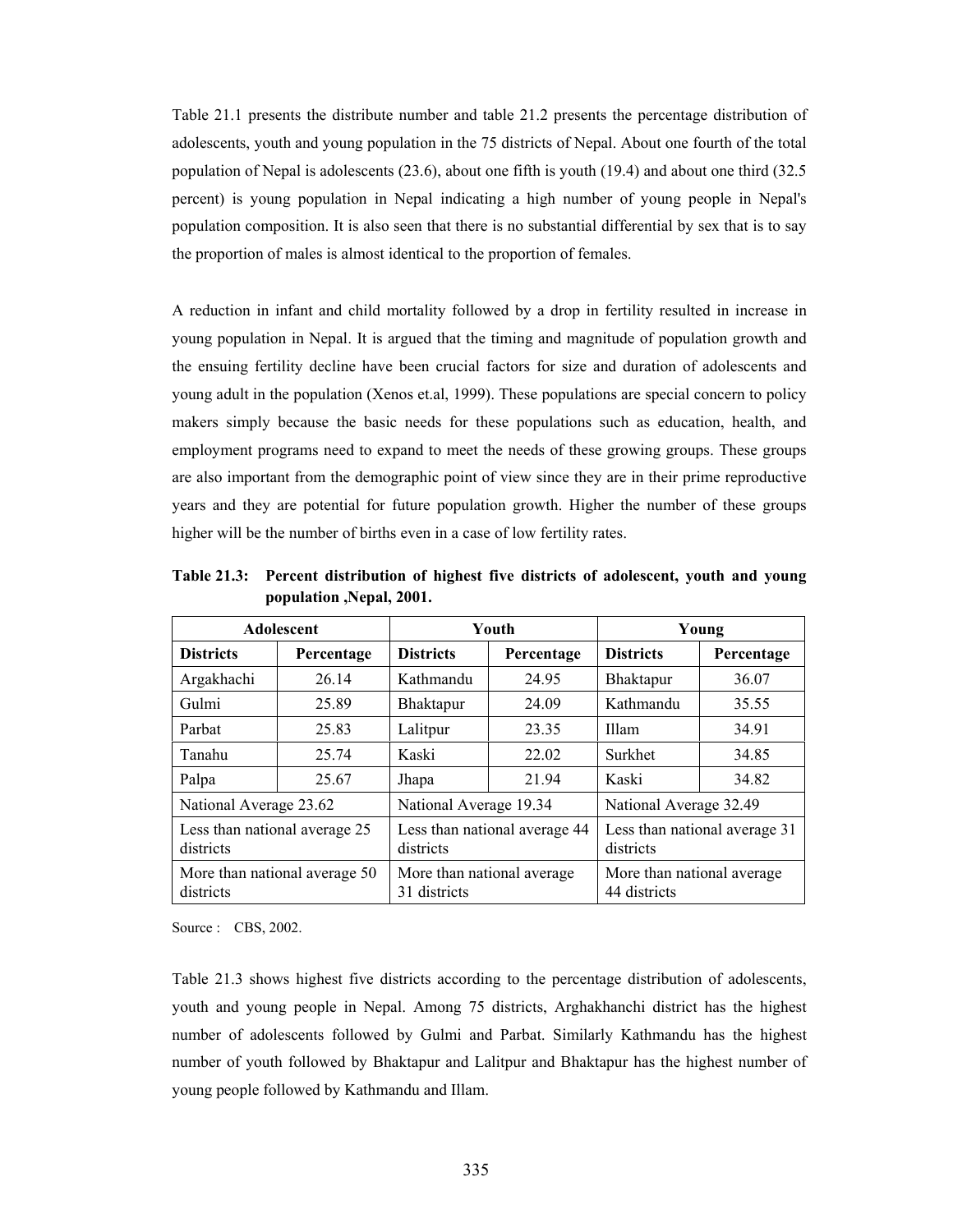Table 21.1 presents the distribute number and table 21.2 presents the percentage distribution of adolescents, youth and young population in the 75 districts of Nepal. About one fourth of the total population of Nepal is adolescents (23.6), about one fifth is youth (19.4) and about one third (32.5 percent) is young population in Nepal indicating a high number of young people in Nepal's population composition. It is also seen that there is no substantial differential by sex that is to say the proportion of males is almost identical to the proportion of females.

A reduction in infant and child mortality followed by a drop in fertility resulted in increase in young population in Nepal. It is argued that the timing and magnitude of population growth and the ensuing fertility decline have been crucial factors for size and duration of adolescents and young adult in the population (Xenos et.al, 1999). These populations are special concern to policy makers simply because the basic needs for these populations such as education, health, and employment programs need to expand to meet the needs of these growing groups. These groups are also important from the demographic point of view since they are in their prime reproductive years and they are potential for future population growth. Higher the number of these groups higher will be the number of births even in a case of low fertility rates.

**Table 21.3: Percent distribution of highest five districts of adolescent, youth and young population ,Nepal, 2001.**

| Adolescent | | Youth | | Young | |
|---|---|---|---|---|---|
| **Districts** | **Percentage** | **Districts** | **Percentage** | **Districts** | **Percentage** |
| Argakhachi | 26.14 | Kathmandu | 24.95 | Bhaktapur | 36.07 |
| Gulmi | 25.89 | Bhaktapur | 24.09 | Kathmandu | 35.55 |
| Parbat | 25.83 | Lalitpur | 23.35 | Illam | 34.91 |
| Tanahu | 25.74 | Kaski | 22.02 | Surkhet | 34.85 |
| Palpa | 25.67 | Jhapa | 21.94 | Kaski | 34.82 |
| National Average 23.62 | | National Average 19.34 | | National Average 32.49 | |
| Less than national average 25 districts | | Less than national average 44 districts | | Less than national average 31 districts | |
| More than national average 50 districts | | More than national average 31 districts | | More than national average 44 districts | |

Source : CBS, 2002.

Table 21.3 shows highest five districts according to the percentage distribution of adolescents, youth and young people in Nepal. Among 75 districts, Arghakhanchi district has the highest number of adolescents followed by Gulmi and Parbat. Similarly Kathmandu has the highest number of youth followed by Bhaktapur and Lalitpur and Bhaktapur has the highest number of young people followed by Kathmandu and Illam.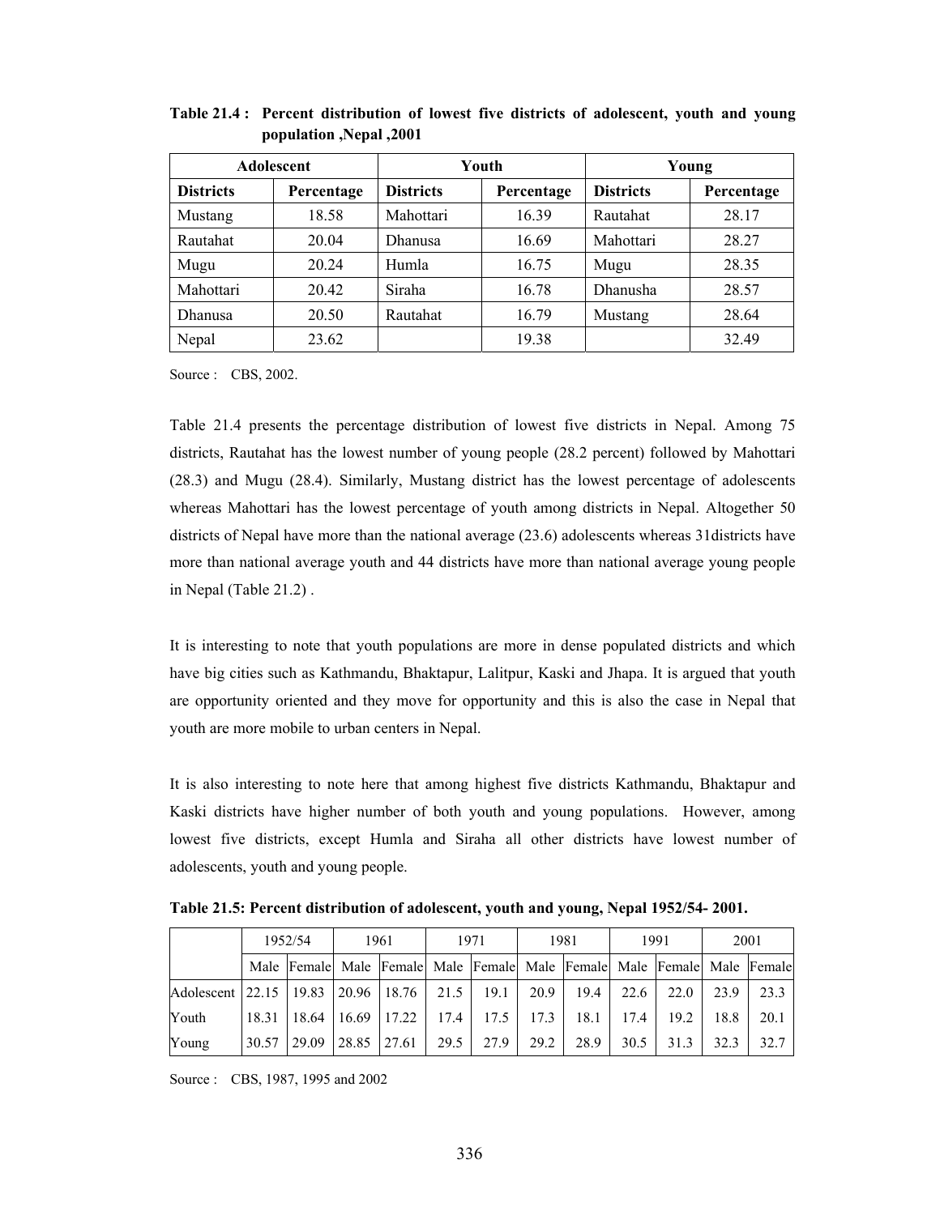**Table 21.4 : Percent distribution of lowest five districts of adolescent, youth and young population ,Nepal ,2001**

| Adolescent | | Youth | | Young | |
|---|---|---|---|---|---|
| **Districts** | **Percentage** | **Districts** | **Percentage** | **Districts** | **Percentage** |
| Mustang | 18.58 | Mahottari | 16.39 | Rautahat | 28.17 |
| Rautahat | 20.04 | Dhanusa | 16.69 | Mahottari | 28.27 |
| Mugu | 20.24 | Humla | 16.75 | Mugu | 28.35 |
| Mahottari | 20.42 | Siraha | 16.78 | Dhanusha | 28.57 |
| Dhanusa | 20.50 | Rautahat | 16.79 | Mustang | 28.64 |
| Nepal | 23.62 | | 19.38 | | 32.49 |

Source : CBS, 2002.

Table 21.4 presents the percentage distribution of lowest five districts in Nepal. Among 75 districts, Rautahat has the lowest number of young people (28.2 percent) followed by Mahottari (28.3) and Mugu (28.4). Similarly, Mustang district has the lowest percentage of adolescents whereas Mahottari has the lowest percentage of youth among districts in Nepal. Altogether 50 districts of Nepal have more than the national average (23.6) adolescents whereas 31districts have more than national average youth and 44 districts have more than national average young people in Nepal (Table 21.2) .

It is interesting to note that youth populations are more in dense populated districts and which have big cities such as Kathmandu, Bhaktapur, Lalitpur, Kaski and Jhapa. It is argued that youth are opportunity oriented and they move for opportunity and this is also the case in Nepal that youth are more mobile to urban centers in Nepal.

It is also interesting to note here that among highest five districts Kathmandu, Bhaktapur and Kaski districts have higher number of both youth and young populations. However, among lowest five districts, except Humla and Siraha all other districts have lowest number of adolescents, youth and young people.

**Table 21.5: Percent distribution of adolescent, youth and young, Nepal 1952/54- 2001.**

| | 1952/54 | | 1961 | | 1971 | | 1981 | | 1991 | | 2001 | |
|---|---|---|---|---|---|---|---|---|---|---|---|---|
| | Male | Female | Male | Female | Male | Female | Male | Female | Male | Female | Male | Female |
| Adolescent | 22.15 | 19.83 | 20.96 | 18.76 | 21.5 | 19.1 | 20.9 | 19.4 | 22.6 | 22.0 | 23.9 | 23.3 |
| Youth | 18.31 | 18.64 | 16.69 | 17.22 | 17.4 | 17.5 | 17.3 | 18.1 | 17.4 | 19.2 | 18.8 | 20.1 |
| Young | 30.57 | 29.09 | 28.85 | 27.61 | 29.5 | 27.9 | 29.2 | 28.9 | 30.5 | 31.3 | 32.3 | 32.7 |

Source : CBS, 1987, 1995 and 2002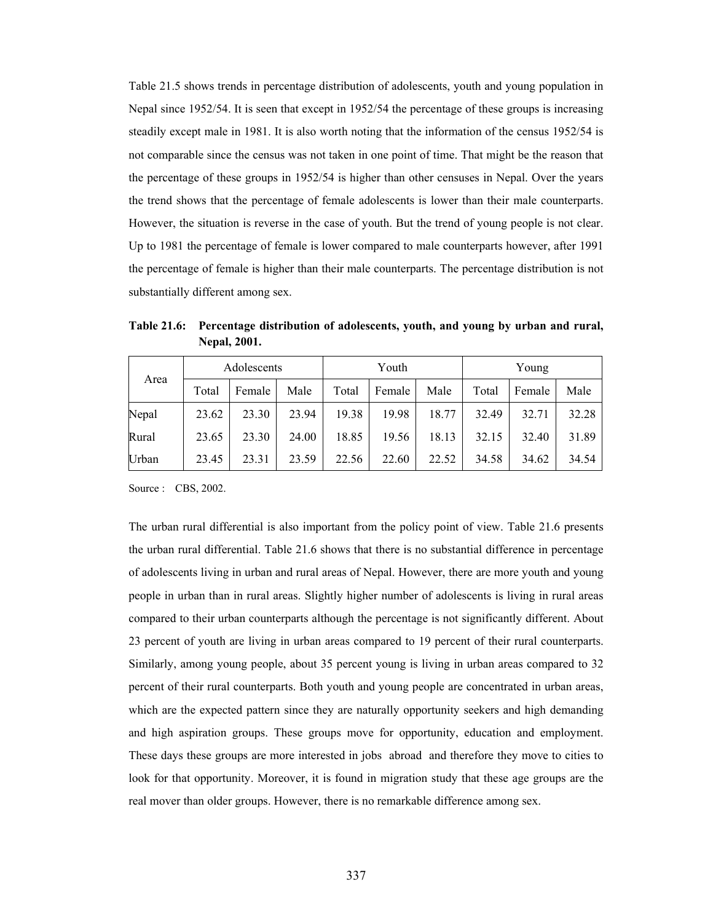Table 21.5 shows trends in percentage distribution of adolescents, youth and young population in Nepal since 1952/54. It is seen that except in 1952/54 the percentage of these groups is increasing steadily except male in 1981. It is also worth noting that the information of the census 1952/54 is not comparable since the census was not taken in one point of time. That might be the reason that the percentage of these groups in 1952/54 is higher than other censuses in Nepal. Over the years the trend shows that the percentage of female adolescents is lower than their male counterparts. However, the situation is reverse in the case of youth. But the trend of young people is not clear. Up to 1981 the percentage of female is lower compared to male counterparts however, after 1991 the percentage of female is higher than their male counterparts. The percentage distribution is not substantially different among sex.

**Table 21.6: Percentage distribution of adolescents, youth, and young by urban and rural, Nepal, 2001.**

| Area | Adolescents | | | Youth | | | Young | | |
|---|---|---|---|---|---|---|---|---|---|
| | Total | Female | Male | Total | Female | Male | Total | Female | Male |
| Nepal | 23.62 | 23.30 | 23.94 | 19.38 | 19.98 | 18.77 | 32.49 | 32.71 | 32.28 |
| Rural | 23.65 | 23.30 | 24.00 | 18.85 | 19.56 | 18.13 | 32.15 | 32.40 | 31.89 |
| Urban | 23.45 | 23.31 | 23.59 | 22.56 | 22.60 | 22.52 | 34.58 | 34.62 | 34.54 |

Source : CBS, 2002.

The urban rural differential is also important from the policy point of view. Table 21.6 presents the urban rural differential. Table 21.6 shows that there is no substantial difference in percentage of adolescents living in urban and rural areas of Nepal. However, there are more youth and young people in urban than in rural areas. Slightly higher number of adolescents is living in rural areas compared to their urban counterparts although the percentage is not significantly different. About 23 percent of youth are living in urban areas compared to 19 percent of their rural counterparts. Similarly, among young people, about 35 percent young is living in urban areas compared to 32 percent of their rural counterparts. Both youth and young people are concentrated in urban areas, which are the expected pattern since they are naturally opportunity seekers and high demanding and high aspiration groups. These groups move for opportunity, education and employment. These days these groups are more interested in jobs abroad and therefore they move to cities to look for that opportunity. Moreover, it is found in migration study that these age groups are the real mover than older groups. However, there is no remarkable difference among sex.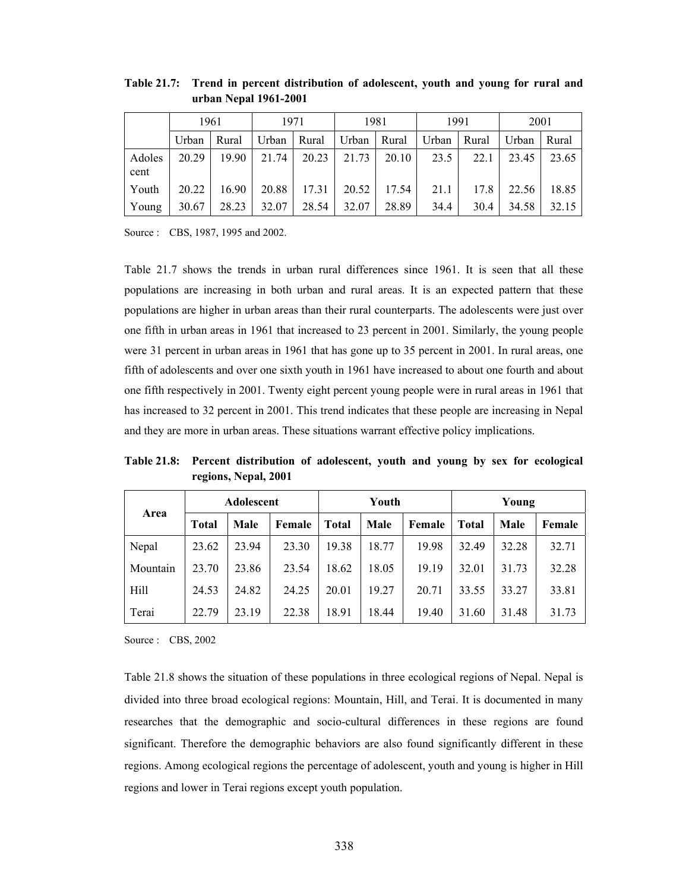**Table 21.7: Trend in percent distribution of adolescent, youth and young for rural and urban Nepal 1961-2001**

| | 1961 | | 1971 | | 1981 | | 1991 | | 2001 | |
|---|---|---|---|---|---|---|---|---|---|---|
| | Urban | Rural | Urban | Rural | Urban | Rural | Urban | Rural | Urban | Rural |
| Adolescent | 20.29 | 19.90 | 21.74 | 20.23 | 21.73 | 20.10 | 23.5 | 22.1 | 23.45 | 23.65 |
| Youth | 20.22 | 16.90 | 20.88 | 17.31 | 20.52 | 17.54 | 21.1 | 17.8 | 22.56 | 18.85 |
| Young | 30.67 | 28.23 | 32.07 | 28.54 | 32.07 | 28.89 | 34.4 | 30.4 | 34.58 | 32.15 |

Source : CBS, 1987, 1995 and 2002.

Table 21.7 shows the trends in urban rural differences since 1961. It is seen that all these populations are increasing in both urban and rural areas. It is an expected pattern that these populations are higher in urban areas than their rural counterparts. The adolescents were just over one fifth in urban areas in 1961 that increased to 23 percent in 2001. Similarly, the young people were 31 percent in urban areas in 1961 that has gone up to 35 percent in 2001. In rural areas, one fifth of adolescents and over one sixth youth in 1961 have increased to about one fourth and about one fifth respectively in 2001. Twenty eight percent young people were in rural areas in 1961 that has increased to 32 percent in 2001. This trend indicates that these people are increasing in Nepal and they are more in urban areas. These situations warrant effective policy implications.

**Table 21.8: Percent distribution of adolescent, youth and young by sex for ecological regions, Nepal, 2001**

| Area | Adolescent | | | Youth | | | Young | | |
|---|---|---|---|---|---|---|---|---|---|
| | Total | Male | Female | Total | Male | Female | Total | Male | Female |
| Nepal | 23.62 | 23.94 | 23.30 | 19.38 | 18.77 | 19.98 | 32.49 | 32.28 | 32.71 |
| Mountain | 23.70 | 23.86 | 23.54 | 18.62 | 18.05 | 19.19 | 32.01 | 31.73 | 32.28 |
| Hill | 24.53 | 24.82 | 24.25 | 20.01 | 19.27 | 20.71 | 33.55 | 33.27 | 33.81 |
| Terai | 22.79 | 23.19 | 22.38 | 18.91 | 18.44 | 19.40 | 31.60 | 31.48 | 31.73 |

Source : CBS, 2002

Table 21.8 shows the situation of these populations in three ecological regions of Nepal. Nepal is divided into three broad ecological regions: Mountain, Hill, and Terai. It is documented in many researches that the demographic and socio-cultural differences in these regions are found significant. Therefore the demographic behaviors are also found significantly different in these regions. Among ecological regions the percentage of adolescent, youth and young is higher in Hill regions and lower in Terai regions except youth population.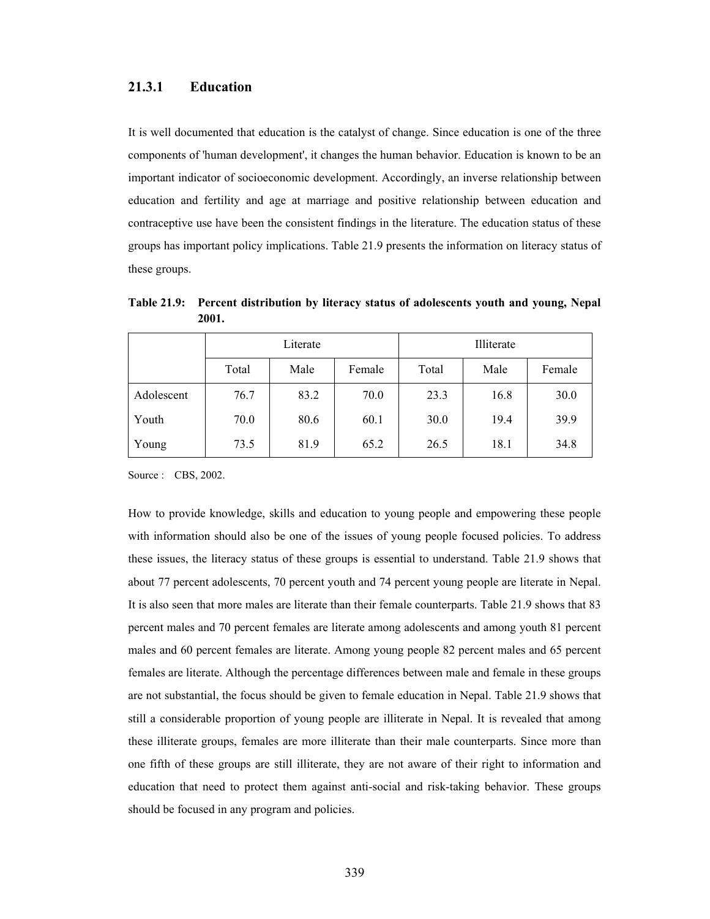### 21.3.1 Education

It is well documented that education is the catalyst of change. Since education is one of the three components of 'human development', it changes the human behavior. Education is known to be an important indicator of socioeconomic development. Accordingly, an inverse relationship between education and fertility and age at marriage and positive relationship between education and contraceptive use have been the consistent findings in the literature. The education status of these groups has important policy implications. Table 21.9 presents the information on literacy status of these groups.

**Table 21.9: Percent distribution by literacy status of adolescents youth and young, Nepal 2001.**

| | Literate | | | Illiterate | | |
|---|---|---|---|---|---|---|
| | Total | Male | Female | Total | Male | Female |
| Adolescent | 76.7 | 83.2 | 70.0 | 23.3 | 16.8 | 30.0 |
| Youth | 70.0 | 80.6 | 60.1 | 30.0 | 19.4 | 39.9 |
| Young | 73.5 | 81.9 | 65.2 | 26.5 | 18.1 | 34.8 |

Source : CBS, 2002.

How to provide knowledge, skills and education to young people and empowering these people with information should also be one of the issues of young people focused policies. To address these issues, the literacy status of these groups is essential to understand. Table 21.9 shows that about 77 percent adolescents, 70 percent youth and 74 percent young people are literate in Nepal. It is also seen that more males are literate than their female counterparts. Table 21.9 shows that 83 percent males and 70 percent females are literate among adolescents and among youth 81 percent males and 60 percent females are literate. Among young people 82 percent males and 65 percent females are literate. Although the percentage differences between male and female in these groups are not substantial, the focus should be given to female education in Nepal. Table 21.9 shows that still a considerable proportion of young people are illiterate in Nepal. It is revealed that among these illiterate groups, females are more illiterate than their male counterparts. Since more than one fifth of these groups are still illiterate, they are not aware of their right to information and education that need to protect them against anti-social and risk-taking behavior. These groups should be focused in any program and policies.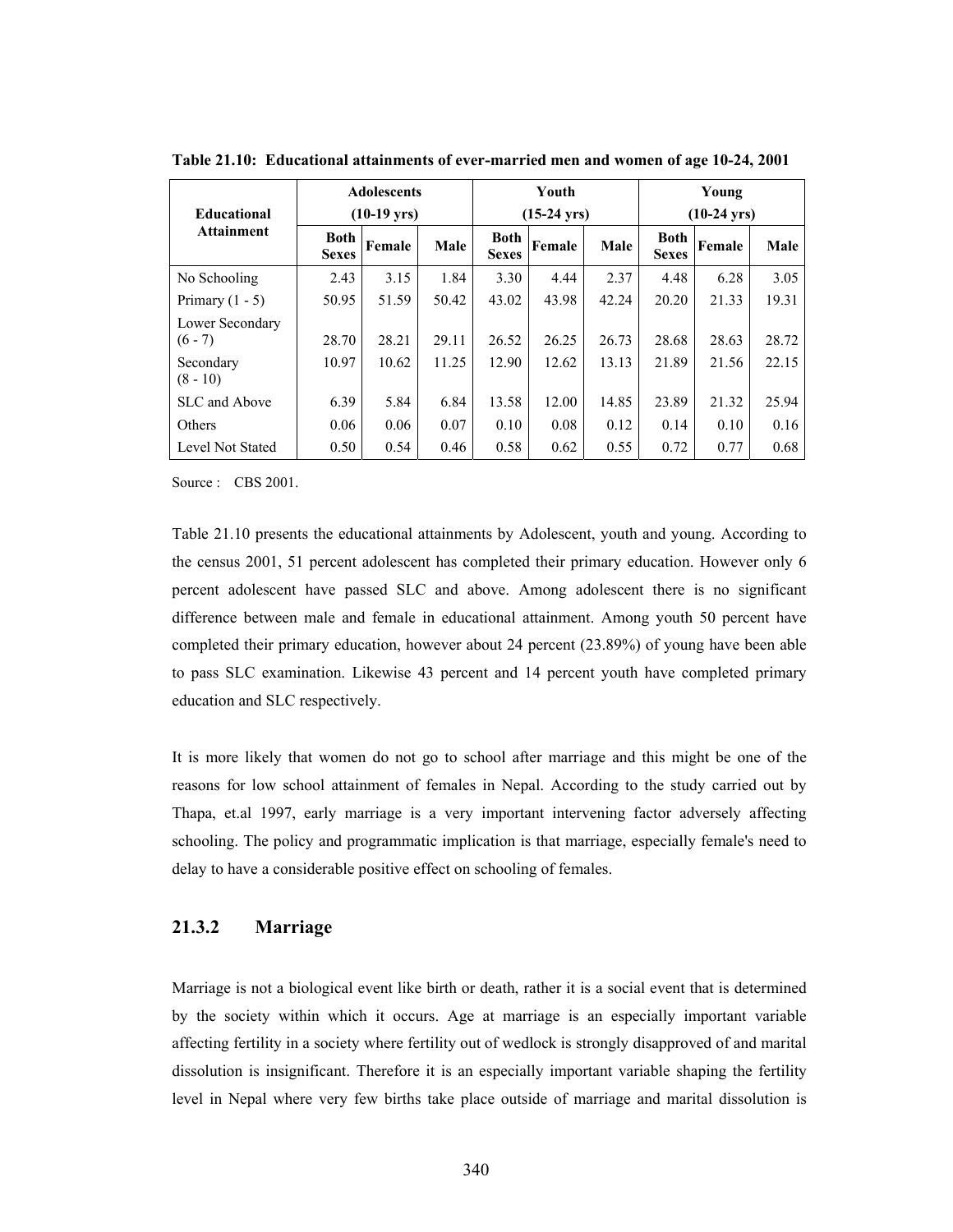**Table 21.10: Educational attainments of ever-married men and women of age 10-24, 2001**

| Educational Attainment | Adolescents (10-19 yrs) | | | Youth (15-24 yrs) | | | Young (10-24 yrs) | | |
|---|---|---|---|---|---|---|---|---|---|
| | Both Sexes | Female | Male | Both Sexes | Female | Male | Both Sexes | Female | Male |
| No Schooling | 2.43 | 3.15 | 1.84 | 3.30 | 4.44 | 2.37 | 4.48 | 6.28 | 3.05 |
| Primary (1 - 5) | 50.95 | 51.59 | 50.42 | 43.02 | 43.98 | 42.24 | 20.20 | 21.33 | 19.31 |
| Lower Secondary (6 - 7) | 28.70 | 28.21 | 29.11 | 26.52 | 26.25 | 26.73 | 28.68 | 28.63 | 28.72 |
| Secondary (8 - 10) | 10.97 | 10.62 | 11.25 | 12.90 | 12.62 | 13.13 | 21.89 | 21.56 | 22.15 |
| SLC and Above | 6.39 | 5.84 | 6.84 | 13.58 | 12.00 | 14.85 | 23.89 | 21.32 | 25.94 |
| Others | 0.06 | 0.06 | 0.07 | 0.10 | 0.08 | 0.12 | 0.14 | 0.10 | 0.16 |
| Level Not Stated | 0.50 | 0.54 | 0.46 | 0.58 | 0.62 | 0.55 | 0.72 | 0.77 | 0.68 |

Source : CBS 2001.

Table 21.10 presents the educational attainments by Adolescent, youth and young. According to the census 2001, 51 percent adolescent has completed their primary education. However only 6 percent adolescent have passed SLC and above. Among adolescent there is no significant difference between male and female in educational attainment. Among youth 50 percent have completed their primary education, however about 24 percent (23.89%) of young have been able to pass SLC examination. Likewise 43 percent and 14 percent youth have completed primary education and SLC respectively.

It is more likely that women do not go to school after marriage and this might be one of the reasons for low school attainment of females in Nepal. According to the study carried out by Thapa, et.al 1997, early marriage is a very important intervening factor adversely affecting schooling. The policy and programmatic implication is that marriage, especially female's need to delay to have a considerable positive effect on schooling of females.

### 21.3.2 Marriage

Marriage is not a biological event like birth or death, rather it is a social event that is determined by the society within which it occurs. Age at marriage is an especially important variable affecting fertility in a society where fertility out of wedlock is strongly disapproved of and marital dissolution is insignificant. Therefore it is an especially important variable shaping the fertility level in Nepal where very few births take place outside of marriage and marital dissolution is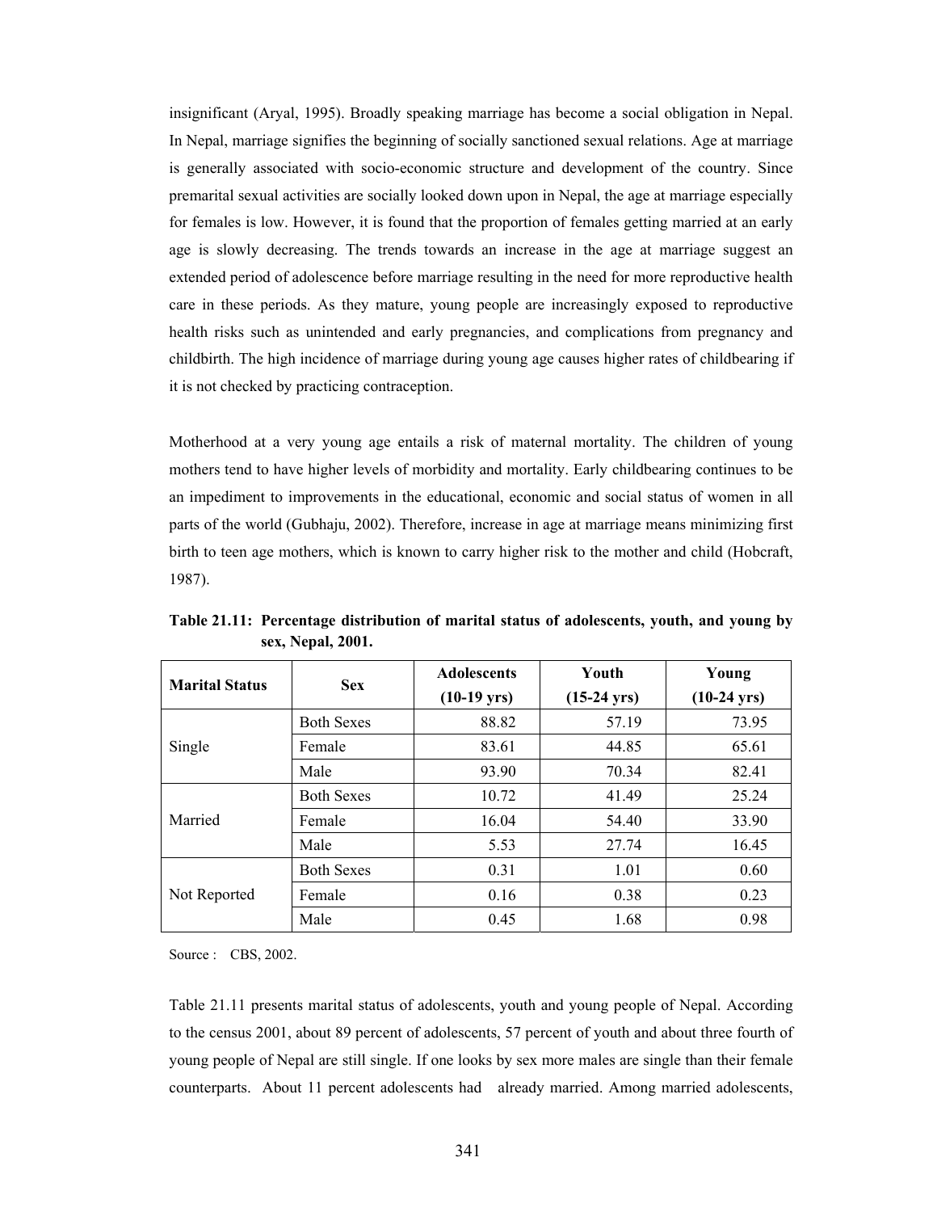insignificant (Aryal, 1995). Broadly speaking marriage has become a social obligation in Nepal. In Nepal, marriage signifies the beginning of socially sanctioned sexual relations. Age at marriage is generally associated with socio-economic structure and development of the country. Since premarital sexual activities are socially looked down upon in Nepal, the age at marriage especially for females is low. However, it is found that the proportion of females getting married at an early age is slowly decreasing. The trends towards an increase in the age at marriage suggest an extended period of adolescence before marriage resulting in the need for more reproductive health care in these periods. As they mature, young people are increasingly exposed to reproductive health risks such as unintended and early pregnancies, and complications from pregnancy and childbirth. The high incidence of marriage during young age causes higher rates of childbearing if it is not checked by practicing contraception.

Motherhood at a very young age entails a risk of maternal mortality. The children of young mothers tend to have higher levels of morbidity and mortality. Early childbearing continues to be an impediment to improvements in the educational, economic and social status of women in all parts of the world (Gubhaju, 2002). Therefore, increase in age at marriage means minimizing first birth to teen age mothers, which is known to carry higher risk to the mother and child (Hobcraft, 1987).

**Table 21.11: Percentage distribution of marital status of adolescents, youth, and young by sex, Nepal, 2001.**

| Marital Status | Sex | Adolescents (10-19 yrs) | Youth (15-24 yrs) | Young (10-24 yrs) |
|---|---|---|---|---|
| Single | Both Sexes | 88.82 | 57.19 | 73.95 |
| | Female | 83.61 | 44.85 | 65.61 |
| | Male | 93.90 | 70.34 | 82.41 |
| Married | Both Sexes | 10.72 | 41.49 | 25.24 |
| | Female | 16.04 | 54.40 | 33.90 |
| | Male | 5.53 | 27.74 | 16.45 |
| Not Reported | Both Sexes | 0.31 | 1.01 | 0.60 |
| | Female | 0.16 | 0.38 | 0.23 |
| | Male | 0.45 | 1.68 | 0.98 |

Source : CBS, 2002.

Table 21.11 presents marital status of adolescents, youth and young people of Nepal. According to the census 2001, about 89 percent of adolescents, 57 percent of youth and about three fourth of young people of Nepal are still single. If one looks by sex more males are single than their female counterparts. About 11 percent adolescents had already married. Among married adolescents,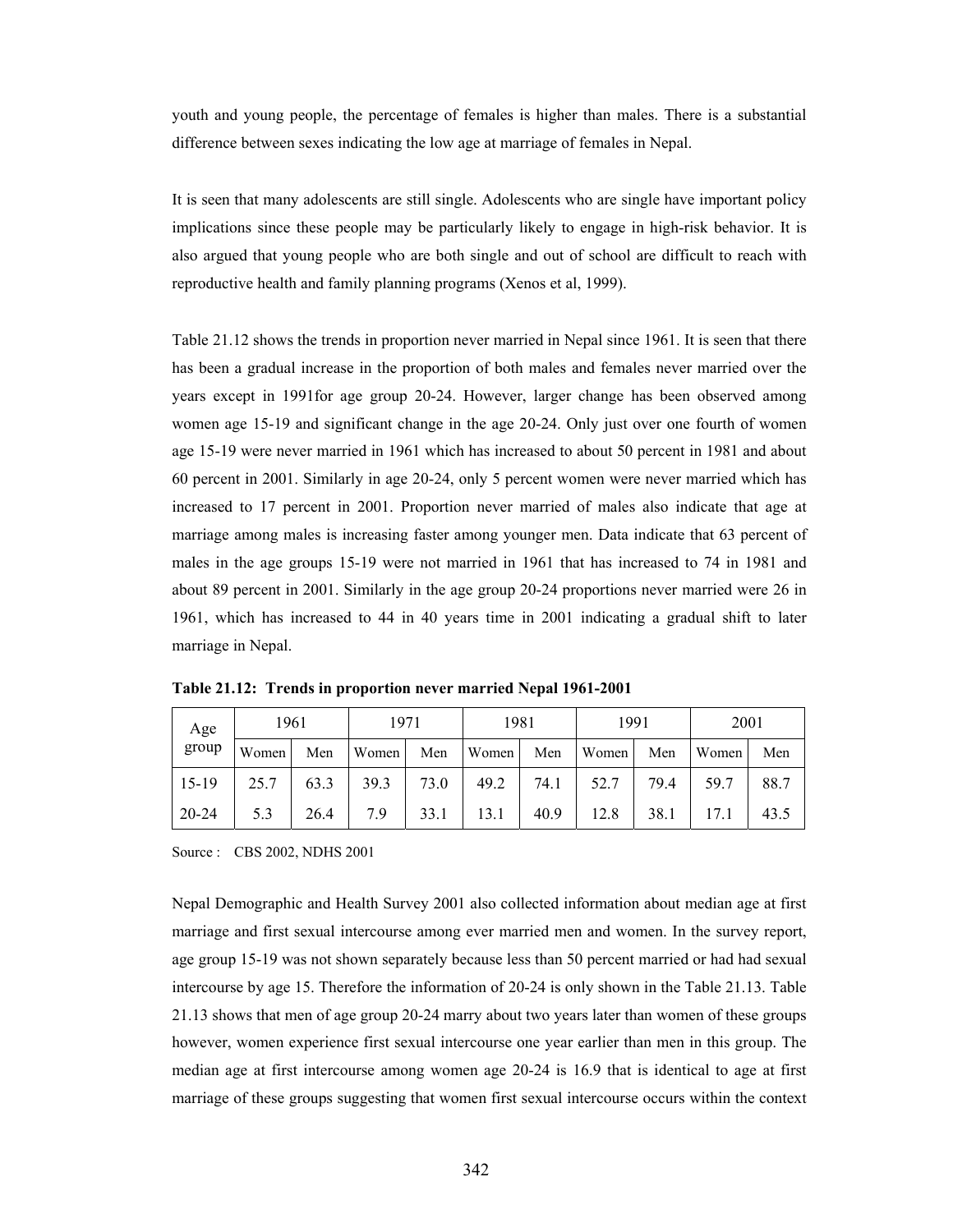youth and young people, the percentage of females is higher than males. There is a substantial difference between sexes indicating the low age at marriage of females in Nepal.

It is seen that many adolescents are still single. Adolescents who are single have important policy implications since these people may be particularly likely to engage in high-risk behavior. It is also argued that young people who are both single and out of school are difficult to reach with reproductive health and family planning programs (Xenos et al, 1999).

Table 21.12 shows the trends in proportion never married in Nepal since 1961. It is seen that there has been a gradual increase in the proportion of both males and females never married over the years except in 1991for age group 20-24. However, larger change has been observed among women age 15-19 and significant change in the age 20-24. Only just over one fourth of women age 15-19 were never married in 1961 which has increased to about 50 percent in 1981 and about 60 percent in 2001. Similarly in age 20-24, only 5 percent women were never married which has increased to 17 percent in 2001. Proportion never married of males also indicate that age at marriage among males is increasing faster among younger men. Data indicate that 63 percent of males in the age groups 15-19 were not married in 1961 that has increased to 74 in 1981 and about 89 percent in 2001. Similarly in the age group 20-24 proportions never married were 26 in 1961, which has increased to 44 in 40 years time in 2001 indicating a gradual shift to later marriage in Nepal.

**Table 21.12: Trends in proportion never married Nepal 1961-2001**

| Age group | 1961 | | 1971 | | 1981 | | 1991 | | 2001 | |
|---|---|---|---|---|---|---|---|---|---|---|
| | Women | Men | Women | Men | Women | Men | Women | Men | Women | Men |
| 15-19 | 25.7 | 63.3 | 39.3 | 73.0 | 49.2 | 74.1 | 52.7 | 79.4 | 59.7 | 88.7 |
| 20-24 | 5.3 | 26.4 | 7.9 | 33.1 | 13.1 | 40.9 | 12.8 | 38.1 | 17.1 | 43.5 |

Source : CBS 2002, NDHS 2001

Nepal Demographic and Health Survey 2001 also collected information about median age at first marriage and first sexual intercourse among ever married men and women. In the survey report, age group 15-19 was not shown separately because less than 50 percent married or had had sexual intercourse by age 15. Therefore the information of 20-24 is only shown in the Table 21.13. Table 21.13 shows that men of age group 20-24 marry about two years later than women of these groups however, women experience first sexual intercourse one year earlier than men in this group. The median age at first intercourse among women age 20-24 is 16.9 that is identical to age at first marriage of these groups suggesting that women first sexual intercourse occurs within the context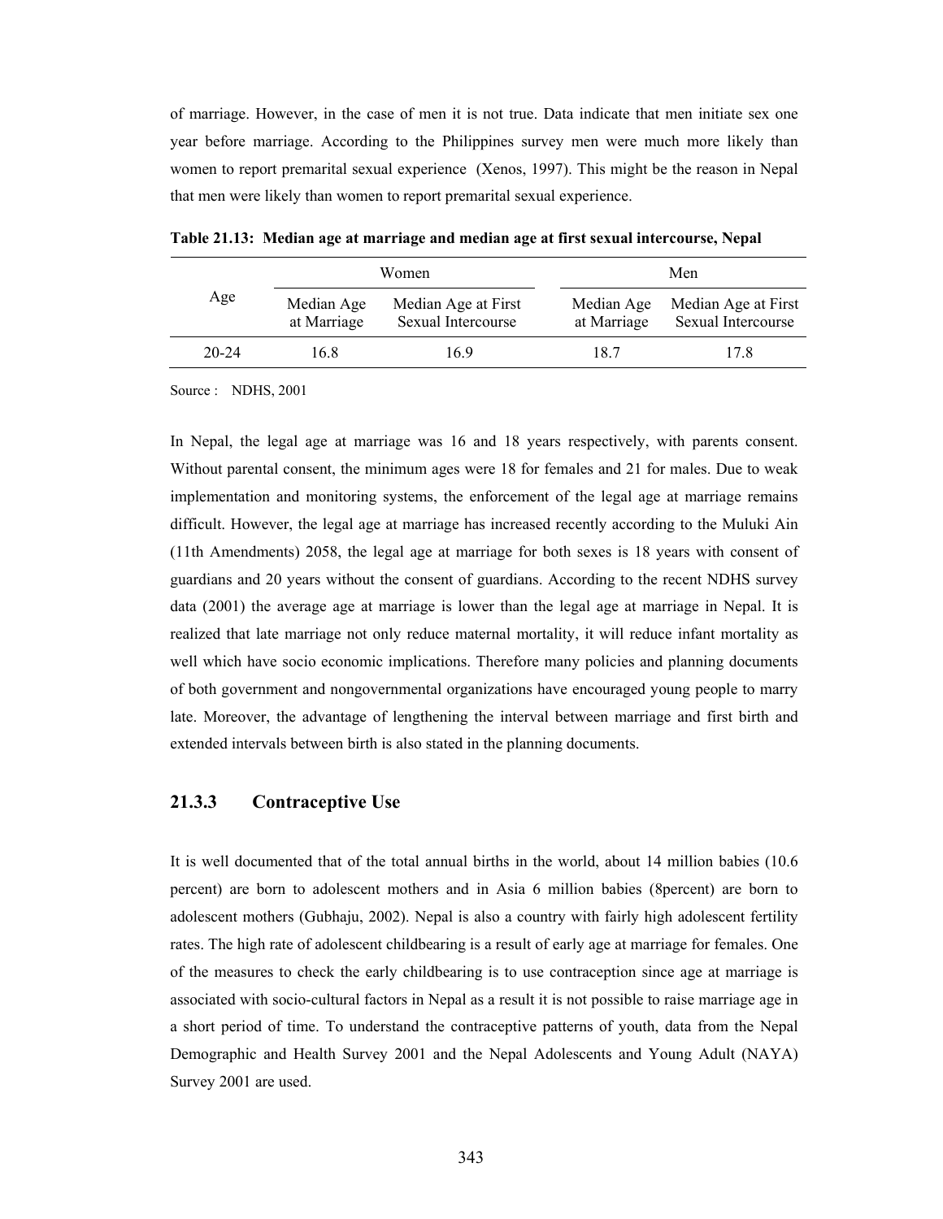of marriage. However, in the case of men it is not true. Data indicate that men initiate sex one year before marriage. According to the Philippines survey men were much more likely than women to report premarital sexual experience (Xenos, 1997). This might be the reason in Nepal that men were likely than women to report premarital sexual experience.

**Table 21.13: Median age at marriage and median age at first sexual intercourse, Nepal**

| Age | Women | | Men | |
|---|---|---|---|---|
| | Median Age at Marriage | Median Age at First Sexual Intercourse | Median Age at Marriage | Median Age at First Sexual Intercourse |
| 20-24 | 16.8 | 16.9 | 18.7 | 17.8 |

Source : NDHS, 2001

In Nepal, the legal age at marriage was 16 and 18 years respectively, with parents consent. Without parental consent, the minimum ages were 18 for females and 21 for males. Due to weak implementation and monitoring systems, the enforcement of the legal age at marriage remains difficult. However, the legal age at marriage has increased recently according to the Muluki Ain (11th Amendments) 2058, the legal age at marriage for both sexes is 18 years with consent of guardians and 20 years without the consent of guardians. According to the recent NDHS survey data (2001) the average age at marriage is lower than the legal age at marriage in Nepal. It is realized that late marriage not only reduce maternal mortality, it will reduce infant mortality as well which have socio economic implications. Therefore many policies and planning documents of both government and nongovernmental organizations have encouraged young people to marry late. Moreover, the advantage of lengthening the interval between marriage and first birth and extended intervals between birth is also stated in the planning documents.

### 21.3.3 Contraceptive Use

It is well documented that of the total annual births in the world, about 14 million babies (10.6 percent) are born to adolescent mothers and in Asia 6 million babies (8percent) are born to adolescent mothers (Gubhaju, 2002). Nepal is also a country with fairly high adolescent fertility rates. The high rate of adolescent childbearing is a result of early age at marriage for females. One of the measures to check the early childbearing is to use contraception since age at marriage is associated with socio-cultural factors in Nepal as a result it is not possible to raise marriage age in a short period of time. To understand the contraceptive patterns of youth, data from the Nepal Demographic and Health Survey 2001 and the Nepal Adolescents and Young Adult (NAYA) Survey 2001 are used.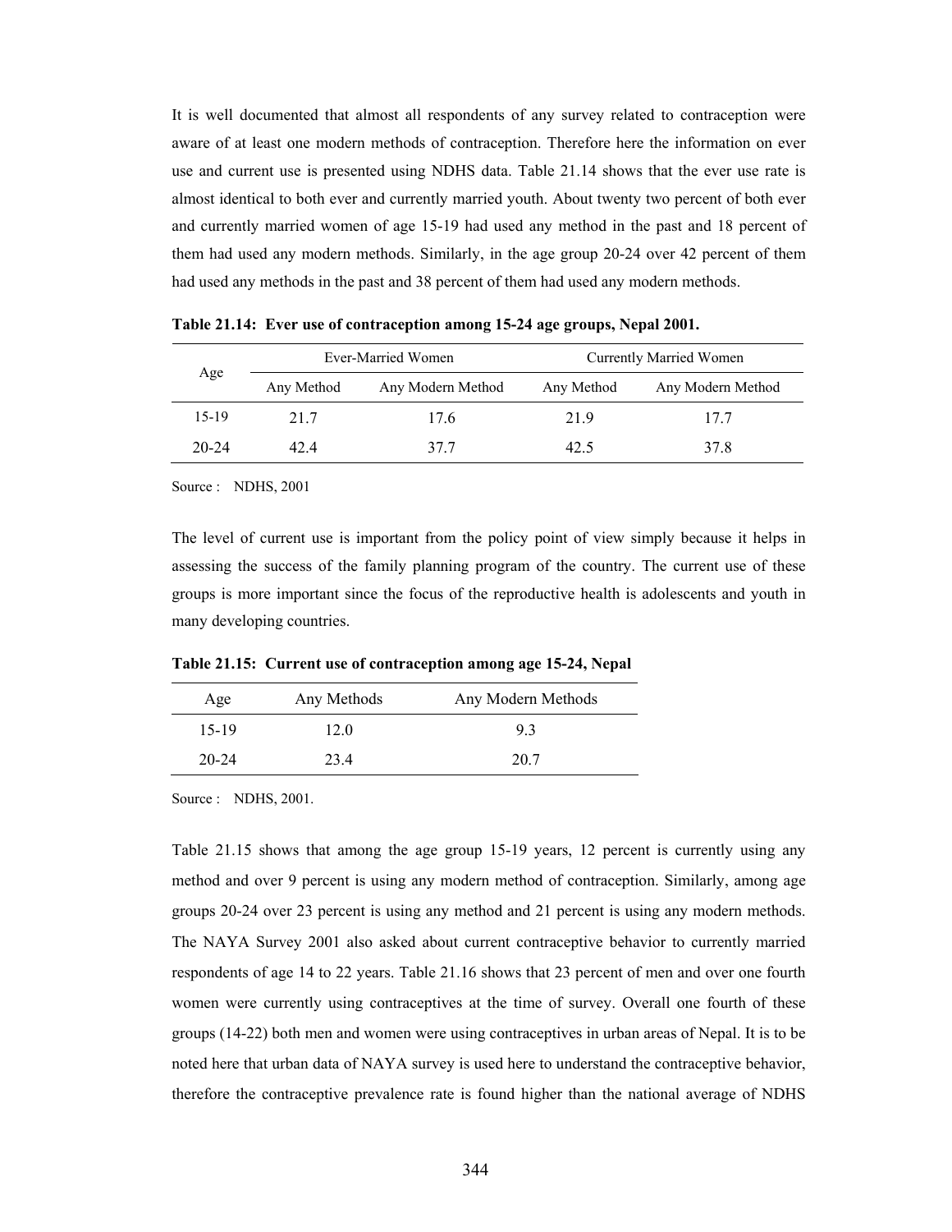It is well documented that almost all respondents of any survey related to contraception were aware of at least one modern methods of contraception. Therefore here the information on ever use and current use is presented using NDHS data. Table 21.14 shows that the ever use rate is almost identical to both ever and currently married youth. About twenty two percent of both ever and currently married women of age 15-19 had used any method in the past and 18 percent of them had used any modern methods. Similarly, in the age group 20-24 over 42 percent of them had used any methods in the past and 38 percent of them had used any modern methods.

**Table 21.14: Ever use of contraception among 15-24 age groups, Nepal 2001.**

| Age | Ever-Married Women | | Currently Married Women | |
|---|---|---|---|---|
| | Any Method | Any Modern Method | Any Method | Any Modern Method |
| 15-19 | 21.7 | 17.6 | 21.9 | 17.7 |
| 20-24 | 42.4 | 37.7 | 42.5 | 37.8 |

Source : NDHS, 2001

The level of current use is important from the policy point of view simply because it helps in assessing the success of the family planning program of the country. The current use of these groups is more important since the focus of the reproductive health is adolescents and youth in many developing countries.

**Table 21.15: Current use of contraception among age 15-24, Nepal**

| Age | Any Methods | Any Modern Methods |
|---|---|---|
| 15-19 | 12.0 | 9.3 |
| 20-24 | 23.4 | 20.7 |

Source : NDHS, 2001.

Table 21.15 shows that among the age group 15-19 years, 12 percent is currently using any method and over 9 percent is using any modern method of contraception. Similarly, among age groups 20-24 over 23 percent is using any method and 21 percent is using any modern methods. The NAYA Survey 2001 also asked about current contraceptive behavior to currently married respondents of age 14 to 22 years. Table 21.16 shows that 23 percent of men and over one fourth women were currently using contraceptives at the time of survey. Overall one fourth of these groups (14-22) both men and women were using contraceptives in urban areas of Nepal. It is to be noted here that urban data of NAYA survey is used here to understand the contraceptive behavior, therefore the contraceptive prevalence rate is found higher than the national average of NDHS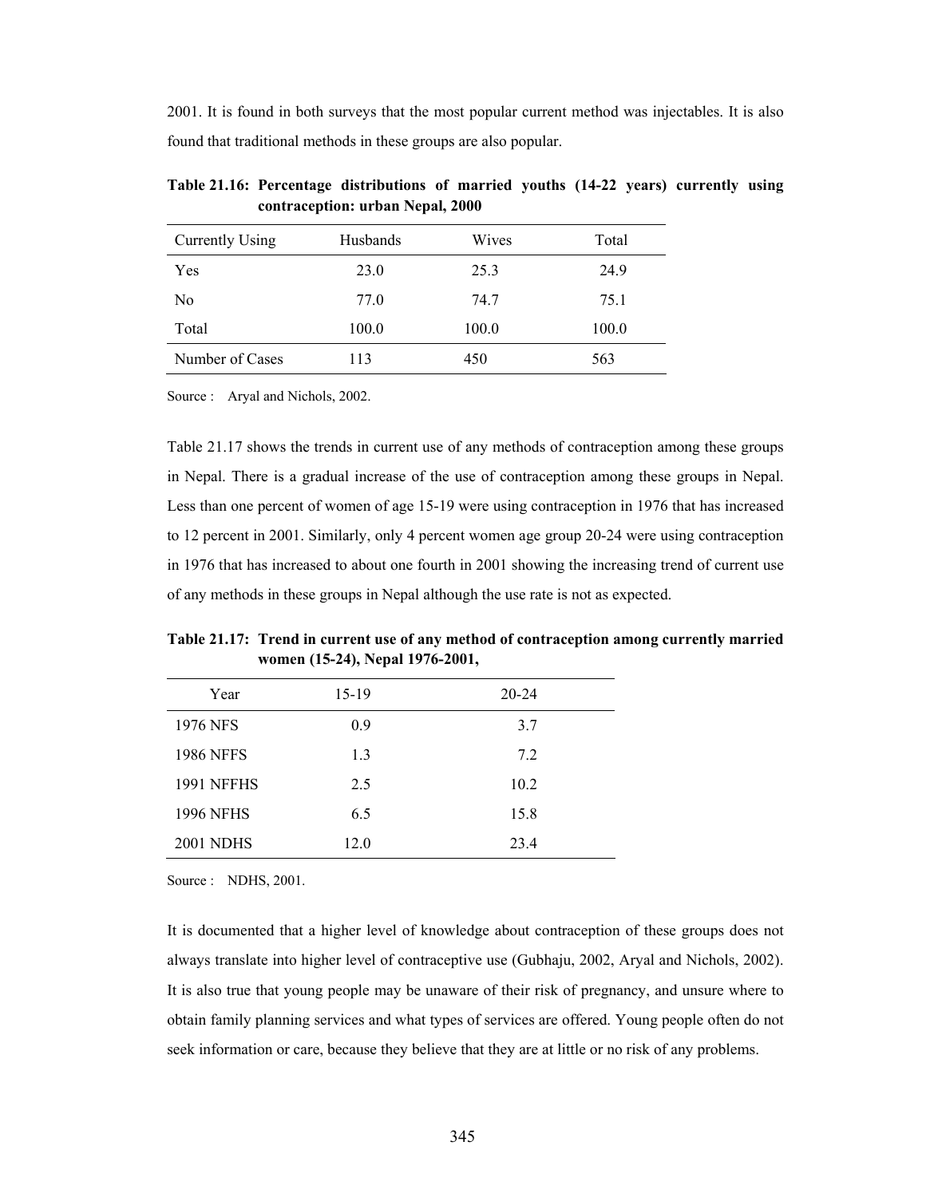2001. It is found in both surveys that the most popular current method was injectables. It is also found that traditional methods in these groups are also popular.

**Table 21.16: Percentage distributions of married youths (14-22 years) currently using contraception: urban Nepal, 2000**

| Currently Using | Husbands | Wives | Total |
|---|---|---|---|
| Yes | 23.0 | 25.3 | 24.9 |
| No | 77.0 | 74.7 | 75.1 |
| Total | 100.0 | 100.0 | 100.0 |
| Number of Cases | 113 | 450 | 563 |

Source : Aryal and Nichols, 2002.

Table 21.17 shows the trends in current use of any methods of contraception among these groups in Nepal. There is a gradual increase of the use of contraception among these groups in Nepal. Less than one percent of women of age 15-19 were using contraception in 1976 that has increased to 12 percent in 2001. Similarly, only 4 percent women age group 20-24 were using contraception in 1976 that has increased to about one fourth in 2001 showing the increasing trend of current use of any methods in these groups in Nepal although the use rate is not as expected.

**Table 21.17: Trend in current use of any method of contraception among currently married women (15-24), Nepal 1976-2001,**

| Year | 15-19 | 20-24 |
|---|---|---|
| 1976 NFS | 0.9 | 3.7 |
| 1986 NFFS | 1.3 | 7.2 |
| 1991 NFFHS | 2.5 | 10.2 |
| 1996 NFHS | 6.5 | 15.8 |
| 2001 NDHS | 12.0 | 23.4 |

Source : NDHS, 2001.

It is documented that a higher level of knowledge about contraception of these groups does not always translate into higher level of contraceptive use (Gubhaju, 2002, Aryal and Nichols, 2002). It is also true that young people may be unaware of their risk of pregnancy, and unsure where to obtain family planning services and what types of services are offered. Young people often do not seek information or care, because they believe that they are at little or no risk of any problems.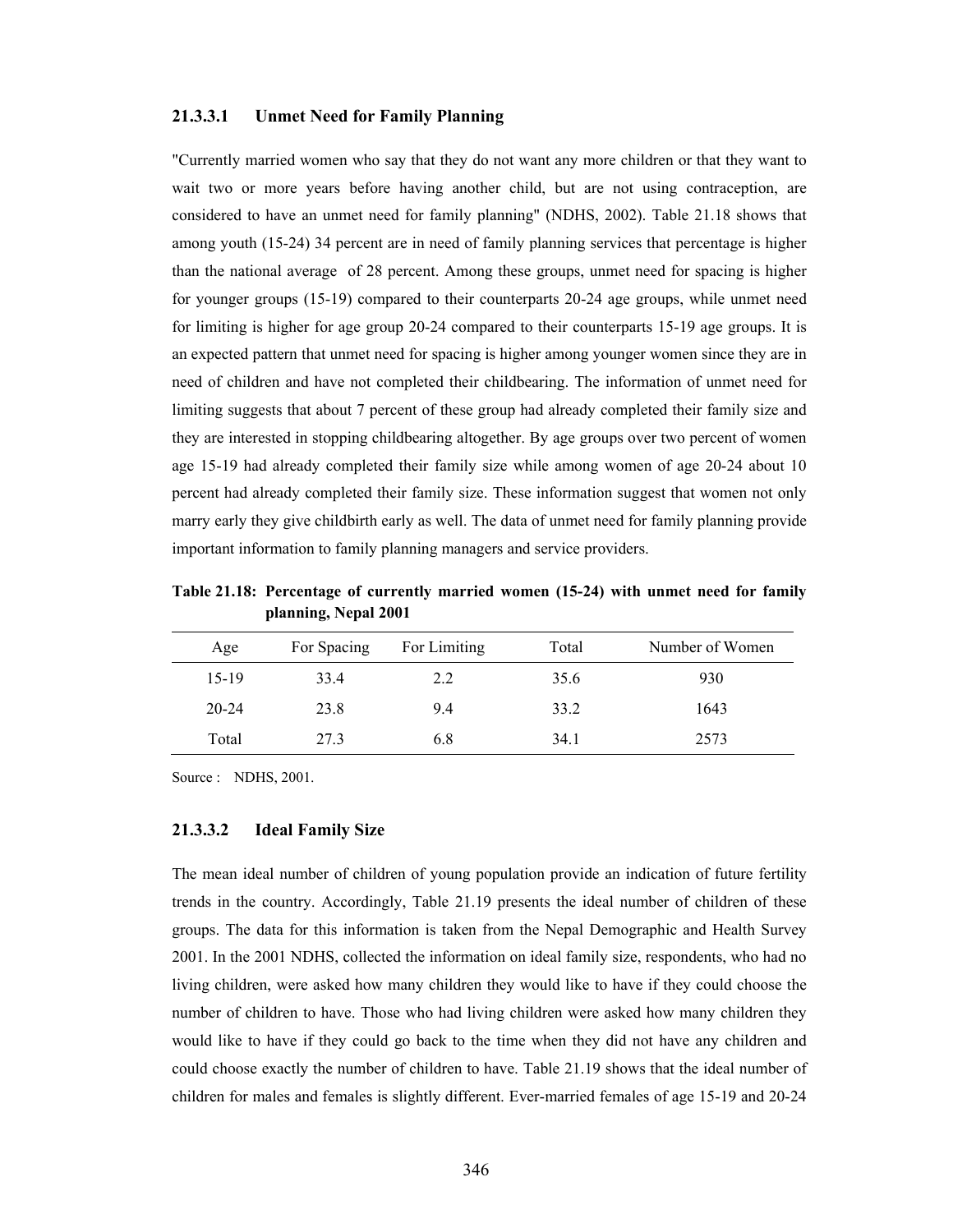#### 21.3.3.1 Unmet Need for Family Planning

"Currently married women who say that they do not want any more children or that they want to wait two or more years before having another child, but are not using contraception, are considered to have an unmet need for family planning" (NDHS, 2002). Table 21.18 shows that among youth (15-24) 34 percent are in need of family planning services that percentage is higher than the national average of 28 percent. Among these groups, unmet need for spacing is higher for younger groups (15-19) compared to their counterparts 20-24 age groups, while unmet need for limiting is higher for age group 20-24 compared to their counterparts 15-19 age groups. It is an expected pattern that unmet need for spacing is higher among younger women since they are in need of children and have not completed their childbearing. The information of unmet need for limiting suggests that about 7 percent of these group had already completed their family size and they are interested in stopping childbearing altogether. By age groups over two percent of women age 15-19 had already completed their family size while among women of age 20-24 about 10 percent had already completed their family size. These information suggest that women not only marry early they give childbirth early as well. The data of unmet need for family planning provide important information to family planning managers and service providers.

**Table 21.18: Percentage of currently married women (15-24) with unmet need for family planning, Nepal 2001**

| Age | For Spacing | For Limiting | Total | Number of Women |
|---|---|---|---|---|
| 15-19 | 33.4 | 2.2 | 35.6 | 930 |
| 20-24 | 23.8 | 9.4 | 33.2 | 1643 |
| Total | 27.3 | 6.8 | 34.1 | 2573 |

Source : NDHS, 2001.

#### 21.3.3.2 Ideal Family Size

The mean ideal number of children of young population provide an indication of future fertility trends in the country. Accordingly, Table 21.19 presents the ideal number of children of these groups. The data for this information is taken from the Nepal Demographic and Health Survey 2001. In the 2001 NDHS, collected the information on ideal family size, respondents, who had no living children, were asked how many children they would like to have if they could choose the number of children to have. Those who had living children were asked how many children they would like to have if they could go back to the time when they did not have any children and could choose exactly the number of children to have. Table 21.19 shows that the ideal number of children for males and females is slightly different. Ever-married females of age 15-19 and 20-24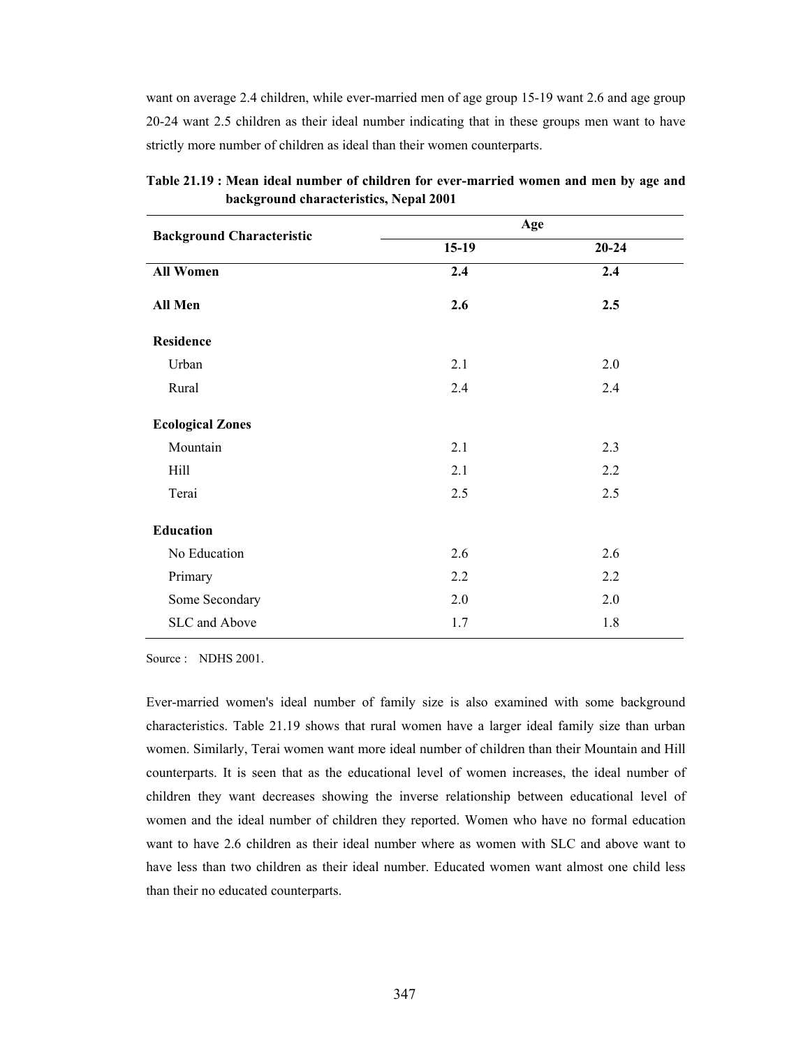want on average 2.4 children, while ever-married men of age group 15-19 want 2.6 and age group 20-24 want 2.5 children as their ideal number indicating that in these groups men want to have strictly more number of children as ideal than their women counterparts.

**Table 21.19 : Mean ideal number of children for ever-married women and men by age and background characteristics, Nepal 2001**

| Background Characteristic | Age | |
|---|---|---|
| | 15-19 | 20-24 |
| **All Women** | **2.4** | **2.4** |
| **All Men** | **2.6** | **2.5** |
| **Residence** | | |
| Urban | 2.1 | 2.0 |
| Rural | 2.4 | 2.4 |
| **Ecological Zones** | | |
| Mountain | 2.1 | 2.3 |
| Hill | 2.1 | 2.2 |
| Terai | 2.5 | 2.5 |
| **Education** | | |
| No Education | 2.6 | 2.6 |
| Primary | 2.2 | 2.2 |
| Some Secondary | 2.0 | 2.0 |
| SLC and Above | 1.7 | 1.8 |

Source : NDHS 2001.

Ever-married women's ideal number of family size is also examined with some background characteristics. Table 21.19 shows that rural women have a larger ideal family size than urban women. Similarly, Terai women want more ideal number of children than their Mountain and Hill counterparts. It is seen that as the educational level of women increases, the ideal number of children they want decreases showing the inverse relationship between educational level of women and the ideal number of children they reported. Women who have no formal education want to have 2.6 children as their ideal number where as women with SLC and above want to have less than two children as their ideal number. Educated women want almost one child less than their no educated counterparts.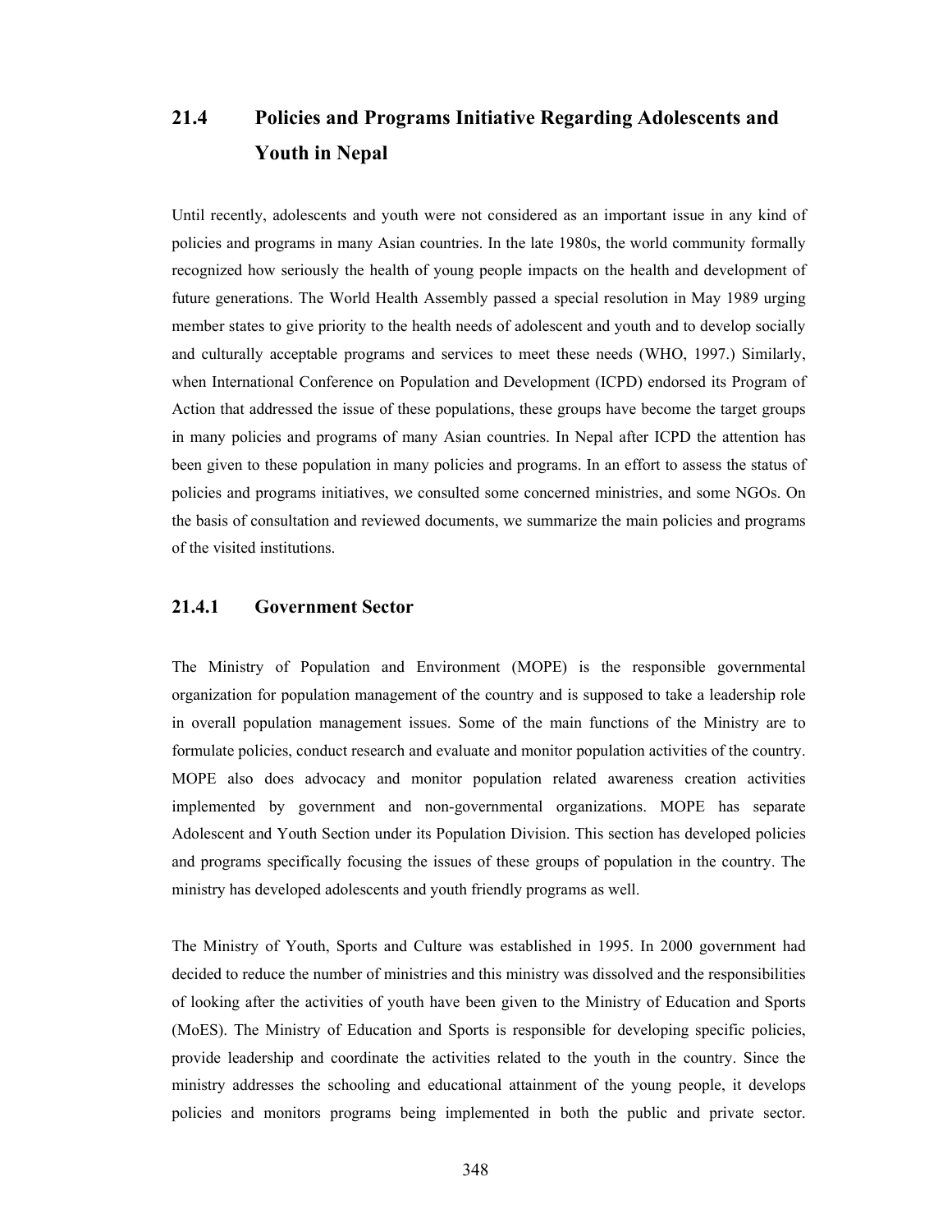## 21.4 Policies and Programs Initiative Regarding Adolescents and Youth in Nepal

Until recently, adolescents and youth were not considered as an important issue in any kind of policies and programs in many Asian countries. In the late 1980s, the world community formally recognized how seriously the health of young people impacts on the health and development of future generations. The World Health Assembly passed a special resolution in May 1989 urging member states to give priority to the health needs of adolescent and youth and to develop socially and culturally acceptable programs and services to meet these needs (WHO, 1997.) Similarly, when International Conference on Population and Development (ICPD) endorsed its Program of Action that addressed the issue of these populations, these groups have become the target groups in many policies and programs of many Asian countries. In Nepal after ICPD the attention has been given to these population in many policies and programs. In an effort to assess the status of policies and programs initiatives, we consulted some concerned ministries, and some NGOs. On the basis of consultation and reviewed documents, we summarize the main policies and programs of the visited institutions.

### 21.4.1 Government Sector

The Ministry of Population and Environment (MOPE) is the responsible governmental organization for population management of the country and is supposed to take a leadership role in overall population management issues. Some of the main functions of the Ministry are to formulate policies, conduct research and evaluate and monitor population activities of the country. MOPE also does advocacy and monitor population related awareness creation activities implemented by government and non-governmental organizations. MOPE has separate Adolescent and Youth Section under its Population Division. This section has developed policies and programs specifically focusing the issues of these groups of population in the country. The ministry has developed adolescents and youth friendly programs as well.

The Ministry of Youth, Sports and Culture was established in 1995. In 2000 government had decided to reduce the number of ministries and this ministry was dissolved and the responsibilities of looking after the activities of youth have been given to the Ministry of Education and Sports (MoES). The Ministry of Education and Sports is responsible for developing specific policies, provide leadership and coordinate the activities related to the youth in the country. Since the ministry addresses the schooling and educational attainment of the young people, it develops policies and monitors programs being implemented in both the public and private sector.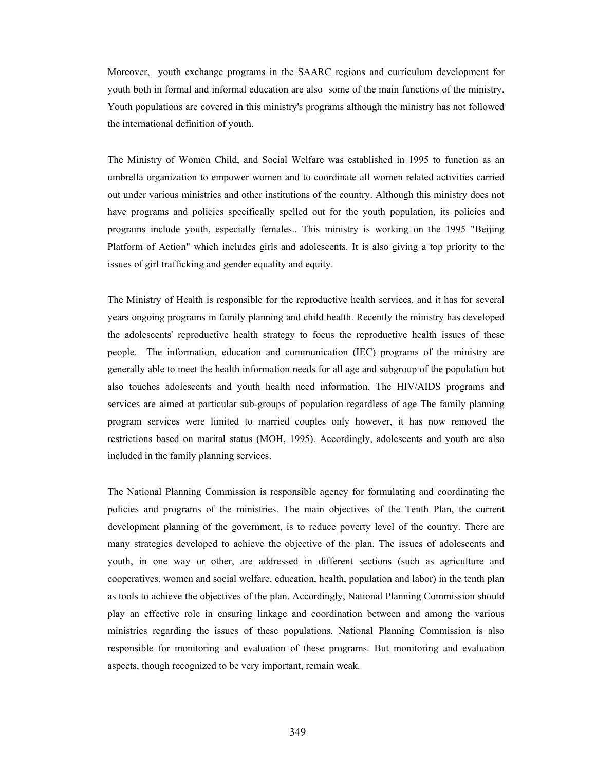Moreover, youth exchange programs in the SAARC regions and curriculum development for youth both in formal and informal education are also some of the main functions of the ministry. Youth populations are covered in this ministry's programs although the ministry has not followed the international definition of youth.

The Ministry of Women Child, and Social Welfare was established in 1995 to function as an umbrella organization to empower women and to coordinate all women related activities carried out under various ministries and other institutions of the country. Although this ministry does not have programs and policies specifically spelled out for the youth population, its policies and programs include youth, especially females.. This ministry is working on the 1995 "Beijing Platform of Action" which includes girls and adolescents. It is also giving a top priority to the issues of girl trafficking and gender equality and equity.

The Ministry of Health is responsible for the reproductive health services, and it has for several years ongoing programs in family planning and child health. Recently the ministry has developed the adolescents' reproductive health strategy to focus the reproductive health issues of these people. The information, education and communication (IEC) programs of the ministry are generally able to meet the health information needs for all age and subgroup of the population but also touches adolescents and youth health need information. The HIV/AIDS programs and services are aimed at particular sub-groups of population regardless of age The family planning program services were limited to married couples only however, it has now removed the restrictions based on marital status (MOH, 1995). Accordingly, adolescents and youth are also included in the family planning services.

The National Planning Commission is responsible agency for formulating and coordinating the policies and programs of the ministries. The main objectives of the Tenth Plan, the current development planning of the government, is to reduce poverty level of the country. There are many strategies developed to achieve the objective of the plan. The issues of adolescents and youth, in one way or other, are addressed in different sections (such as agriculture and cooperatives, women and social welfare, education, health, population and labor) in the tenth plan as tools to achieve the objectives of the plan. Accordingly, National Planning Commission should play an effective role in ensuring linkage and coordination between and among the various ministries regarding the issues of these populations. National Planning Commission is also responsible for monitoring and evaluation of these programs. But monitoring and evaluation aspects, though recognized to be very important, remain weak.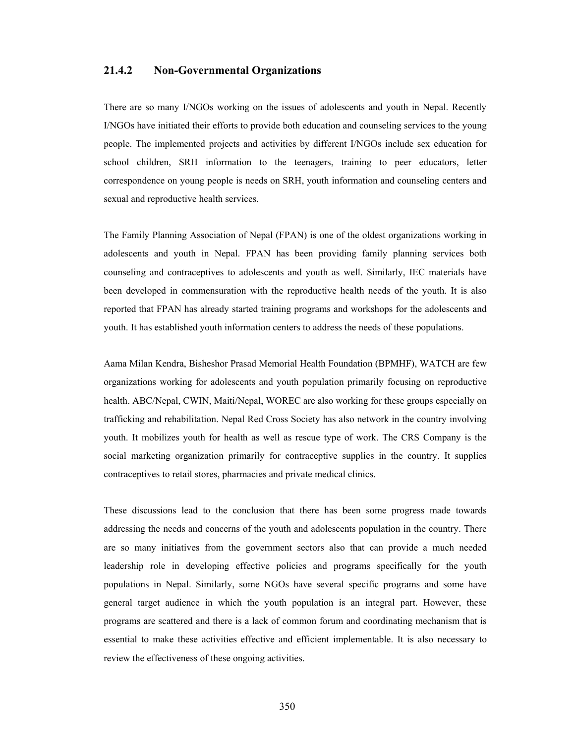### 21.4.2 Non-Governmental Organizations

There are so many I/NGOs working on the issues of adolescents and youth in Nepal. Recently I/NGOs have initiated their efforts to provide both education and counseling services to the young people. The implemented projects and activities by different I/NGOs include sex education for school children, SRH information to the teenagers, training to peer educators, letter correspondence on young people is needs on SRH, youth information and counseling centers and sexual and reproductive health services.

The Family Planning Association of Nepal (FPAN) is one of the oldest organizations working in adolescents and youth in Nepal. FPAN has been providing family planning services both counseling and contraceptives to adolescents and youth as well. Similarly, IEC materials have been developed in commensuration with the reproductive health needs of the youth. It is also reported that FPAN has already started training programs and workshops for the adolescents and youth. It has established youth information centers to address the needs of these populations.

Aama Milan Kendra, Bisheshor Prasad Memorial Health Foundation (BPMHF), WATCH are few organizations working for adolescents and youth population primarily focusing on reproductive health. ABC/Nepal, CWIN, Maiti/Nepal, WOREC are also working for these groups especially on trafficking and rehabilitation. Nepal Red Cross Society has also network in the country involving youth. It mobilizes youth for health as well as rescue type of work. The CRS Company is the social marketing organization primarily for contraceptive supplies in the country. It supplies contraceptives to retail stores, pharmacies and private medical clinics.

These discussions lead to the conclusion that there has been some progress made towards addressing the needs and concerns of the youth and adolescents population in the country. There are so many initiatives from the government sectors also that can provide a much needed leadership role in developing effective policies and programs specifically for the youth populations in Nepal. Similarly, some NGOs have several specific programs and some have general target audience in which the youth population is an integral part. However, these programs are scattered and there is a lack of common forum and coordinating mechanism that is essential to make these activities effective and efficient implementable. It is also necessary to review the effectiveness of these ongoing activities.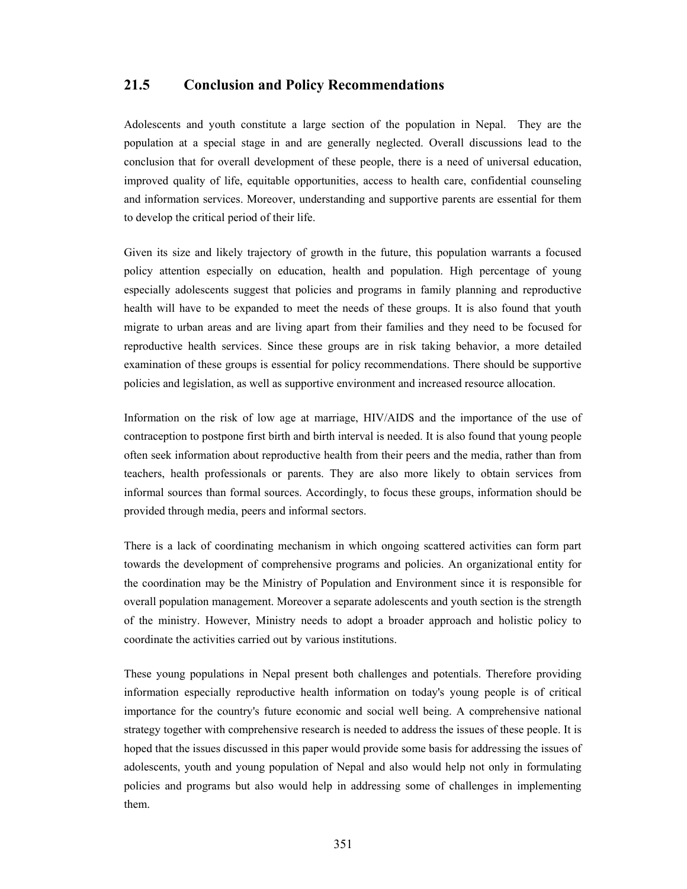## 21.5 Conclusion and Policy Recommendations

Adolescents and youth constitute a large section of the population in Nepal. They are the population at a special stage in and are generally neglected. Overall discussions lead to the conclusion that for overall development of these people, there is a need of universal education, improved quality of life, equitable opportunities, access to health care, confidential counseling and information services. Moreover, understanding and supportive parents are essential for them to develop the critical period of their life.

Given its size and likely trajectory of growth in the future, this population warrants a focused policy attention especially on education, health and population. High percentage of young especially adolescents suggest that policies and programs in family planning and reproductive health will have to be expanded to meet the needs of these groups. It is also found that youth migrate to urban areas and are living apart from their families and they need to be focused for reproductive health services. Since these groups are in risk taking behavior, a more detailed examination of these groups is essential for policy recommendations. There should be supportive policies and legislation, as well as supportive environment and increased resource allocation.

Information on the risk of low age at marriage, HIV/AIDS and the importance of the use of contraception to postpone first birth and birth interval is needed. It is also found that young people often seek information about reproductive health from their peers and the media, rather than from teachers, health professionals or parents. They are also more likely to obtain services from informal sources than formal sources. Accordingly, to focus these groups, information should be provided through media, peers and informal sectors.

There is a lack of coordinating mechanism in which ongoing scattered activities can form part towards the development of comprehensive programs and policies. An organizational entity for the coordination may be the Ministry of Population and Environment since it is responsible for overall population management. Moreover a separate adolescents and youth section is the strength of the ministry. However, Ministry needs to adopt a broader approach and holistic policy to coordinate the activities carried out by various institutions.

These young populations in Nepal present both challenges and potentials. Therefore providing information especially reproductive health information on today's young people is of critical importance for the country's future economic and social well being. A comprehensive national strategy together with comprehensive research is needed to address the issues of these people. It is hoped that the issues discussed in this paper would provide some basis for addressing the issues of adolescents, youth and young population of Nepal and also would help not only in formulating policies and programs but also would help in addressing some of challenges in implementing them.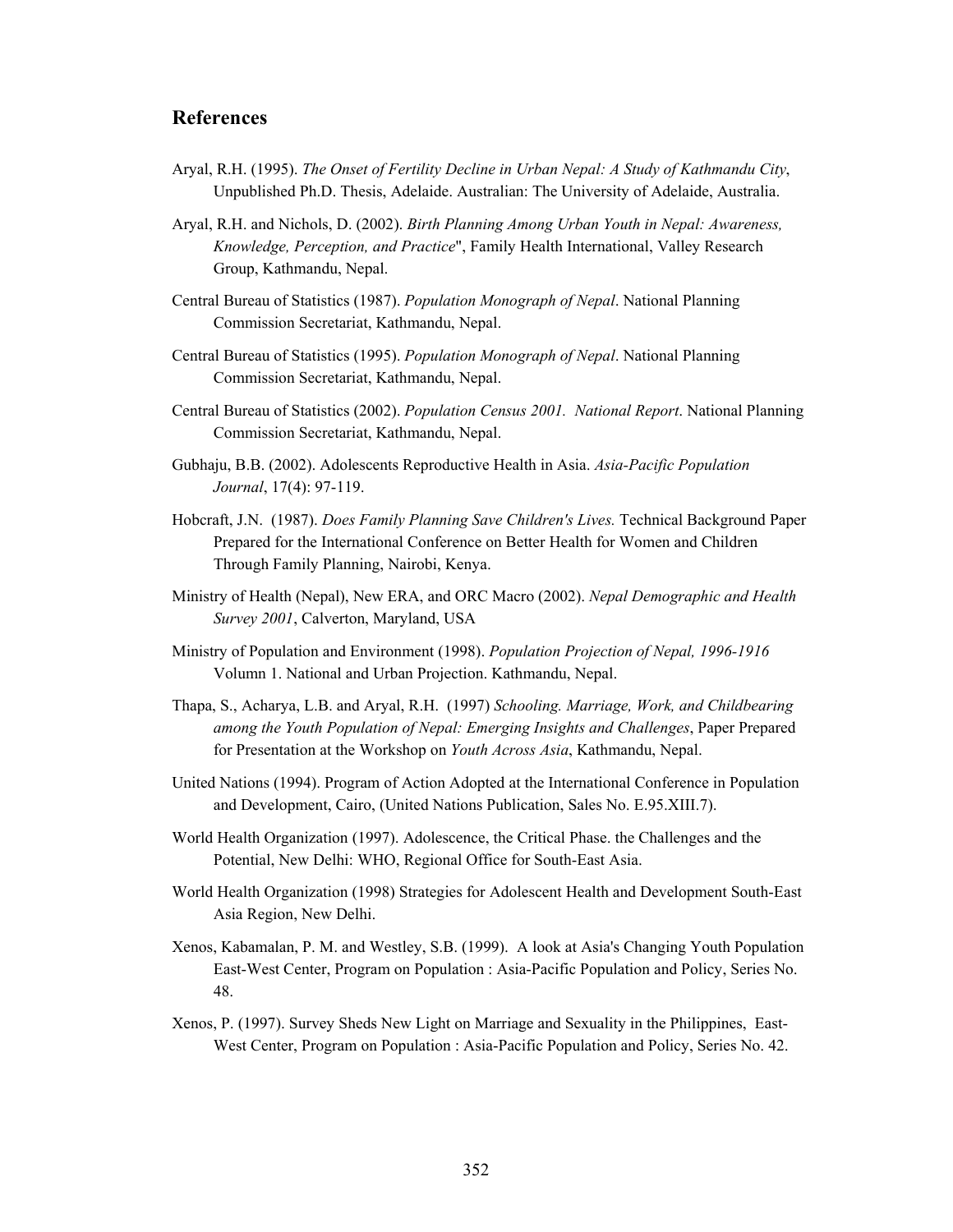## References

Aryal, R.H. (1995). *The Onset of Fertility Decline in Urban Nepal: A Study of Kathmandu City*, Unpublished Ph.D. Thesis, Adelaide. Australian: The University of Adelaide, Australia.

Aryal, R.H. and Nichols, D. (2002). *Birth Planning Among Urban Youth in Nepal: Awareness, Knowledge, Perception, and Practice*", Family Health International, Valley Research Group, Kathmandu, Nepal.

Central Bureau of Statistics (1987). *Population Monograph of Nepal*. National Planning Commission Secretariat, Kathmandu, Nepal.

Central Bureau of Statistics (1995). *Population Monograph of Nepal*. National Planning Commission Secretariat, Kathmandu, Nepal.

Central Bureau of Statistics (2002). *Population Census 2001. National Report*. National Planning Commission Secretariat, Kathmandu, Nepal.

Gubhaju, B.B. (2002). Adolescents Reproductive Health in Asia. *Asia-Pacific Population Journal*, 17(4): 97-119.

Hobcraft, J.N. (1987). *Does Family Planning Save Children's Lives.* Technical Background Paper Prepared for the International Conference on Better Health for Women and Children Through Family Planning, Nairobi, Kenya.

Ministry of Health (Nepal), New ERA, and ORC Macro (2002). *Nepal Demographic and Health Survey 2001*, Calverton, Maryland, USA

Ministry of Population and Environment (1998). *Population Projection of Nepal, 1996-1916* Volumn 1. National and Urban Projection. Kathmandu, Nepal.

Thapa, S., Acharya, L.B. and Aryal, R.H. (1997) *Schooling. Marriage, Work, and Childbearing among the Youth Population of Nepal: Emerging Insights and Challenges*, Paper Prepared for Presentation at the Workshop on *Youth Across Asia*, Kathmandu, Nepal.

United Nations (1994). Program of Action Adopted at the International Conference in Population and Development, Cairo, (United Nations Publication, Sales No. E.95.XIII.7).

World Health Organization (1997). Adolescence, the Critical Phase. the Challenges and the Potential, New Delhi: WHO, Regional Office for South-East Asia.

World Health Organization (1998) Strategies for Adolescent Health and Development South-East Asia Region, New Delhi.

Xenos, Kabamalan, P. M. and Westley, S.B. (1999). A look at Asia's Changing Youth Population East-West Center, Program on Population : Asia-Pacific Population and Policy, Series No. 48.

Xenos, P. (1997). Survey Sheds New Light on Marriage and Sexuality in the Philippines, East-West Center, Program on Population : Asia-Pacific Population and Policy, Series No. 42.